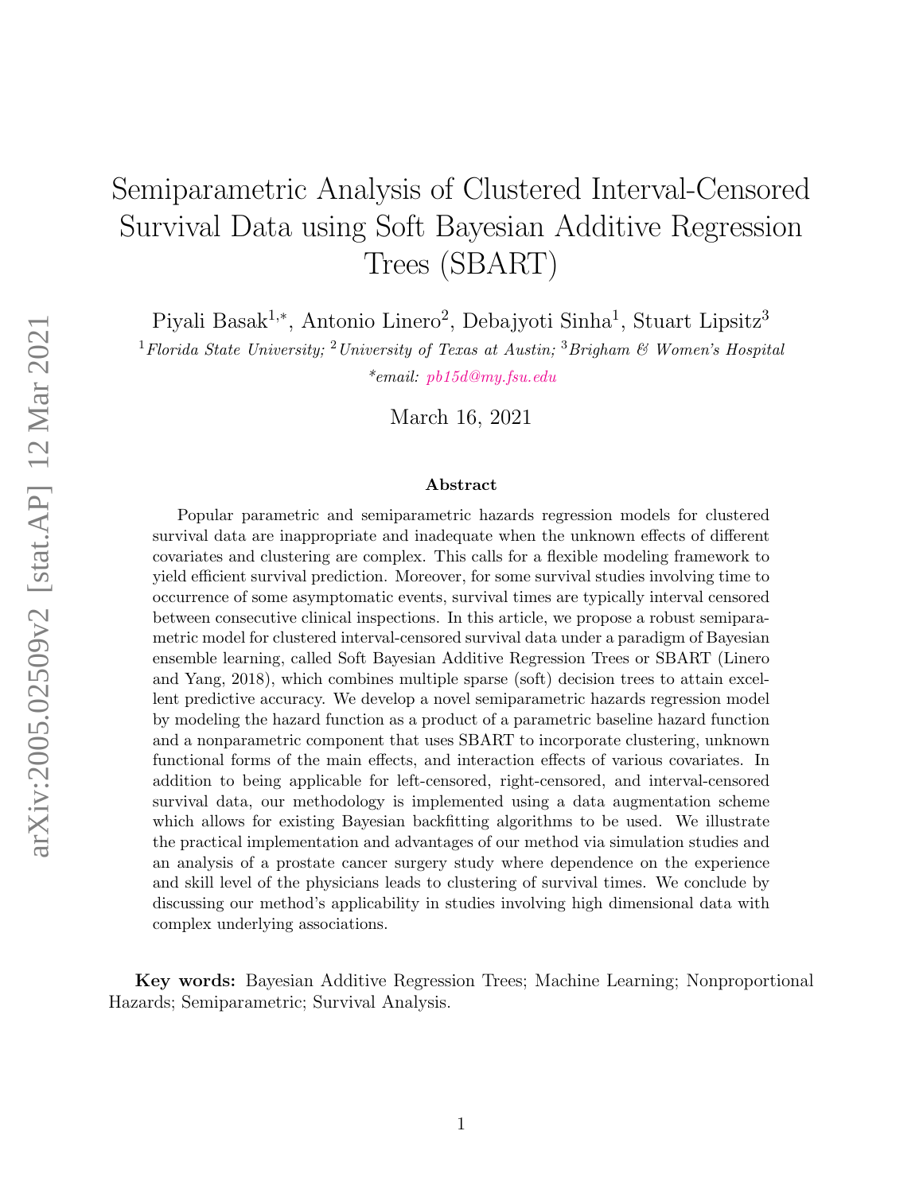# Semiparametric Analysis of Clustered Interval-Censored Survival Data using Soft Bayesian Additive Regression Trees (SBART)

Piyali Basak[1,*], Antonio Linero[2], Debajyoti Sinha[1], Stuart Lipsitz[3]

[1]*Florida State University;* [2]*University of Texas at Austin;* [3]*Brigham & Women's Hospital*

*\*email: pb15d@my.fsu.edu*

March 16, 2021

### Abstract

Popular parametric and semiparametric hazards regression models for clustered survival data are inappropriate and inadequate when the unknown effects of different covariates and clustering are complex. This calls for a flexible modeling framework to yield efficient survival prediction. Moreover, for some survival studies involving time to occurrence of some asymptomatic events, survival times are typically interval censored between consecutive clinical inspections. In this article, we propose a robust semiparametric model for clustered interval-censored survival data under a paradigm of Bayesian ensemble learning, called Soft Bayesian Additive Regression Trees or SBART (Linero and Yang, 2018), which combines multiple sparse (soft) decision trees to attain excellent predictive accuracy. We develop a novel semiparametric hazards regression model by modeling the hazard function as a product of a parametric baseline hazard function and a nonparametric component that uses SBART to incorporate clustering, unknown functional forms of the main effects, and interaction effects of various covariates. In addition to being applicable for left-censored, right-censored, and interval-censored survival data, our methodology is implemented using a data augmentation scheme which allows for existing Bayesian backfitting algorithms to be used. We illustrate the practical implementation and advantages of our method via simulation studies and an analysis of a prostate cancer surgery study where dependence on the experience and skill level of the physicians leads to clustering of survival times. We conclude by discussing our method's applicability in studies involving high dimensional data with complex underlying associations.

**Key words:** Bayesian Additive Regression Trees; Machine Learning; Nonproportional Hazards; Semiparametric; Survival Analysis.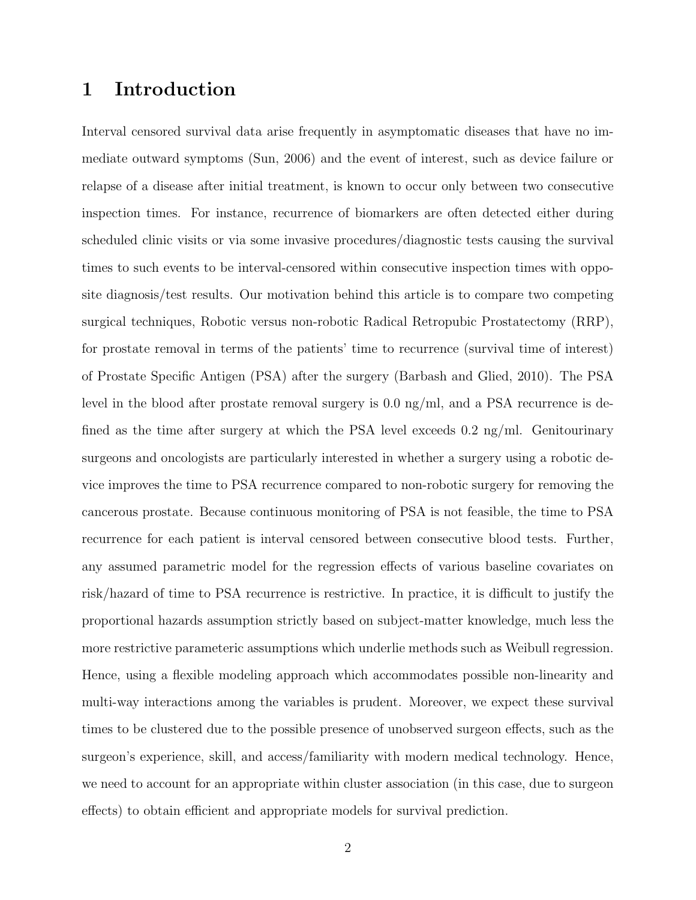# 1 Introduction

Interval censored survival data arise frequently in asymptomatic diseases that have no immediate outward symptoms (Sun, 2006) and the event of interest, such as device failure or relapse of a disease after initial treatment, is known to occur only between two consecutive inspection times. For instance, recurrence of biomarkers are often detected either during scheduled clinic visits or via some invasive procedures/diagnostic tests causing the survival times to such events to be interval-censored within consecutive inspection times with opposite diagnosis/test results. Our motivation behind this article is to compare two competing surgical techniques, Robotic versus non-robotic Radical Retropubic Prostatectomy (RRP), for prostate removal in terms of the patients' time to recurrence (survival time of interest) of Prostate Specific Antigen (PSA) after the surgery (Barbash and Glied, 2010). The PSA level in the blood after prostate removal surgery is 0.0 ng/ml, and a PSA recurrence is defined as the time after surgery at which the PSA level exceeds 0.2 ng/ml. Genitourinary surgeons and oncologists are particularly interested in whether a surgery using a robotic device improves the time to PSA recurrence compared to non-robotic surgery for removing the cancerous prostate. Because continuous monitoring of PSA is not feasible, the time to PSA recurrence for each patient is interval censored between consecutive blood tests. Further, any assumed parametric model for the regression effects of various baseline covariates on risk/hazard of time to PSA recurrence is restrictive. In practice, it is difficult to justify the proportional hazards assumption strictly based on subject-matter knowledge, much less the more restrictive parameteric assumptions which underlie methods such as Weibull regression. Hence, using a flexible modeling approach which accommodates possible non-linearity and multi-way interactions among the variables is prudent. Moreover, we expect these survival times to be clustered due to the possible presence of unobserved surgeon effects, such as the surgeon's experience, skill, and access/familiarity with modern medical technology. Hence, we need to account for an appropriate within cluster association (in this case, due to surgeon effects) to obtain efficient and appropriate models for survival prediction.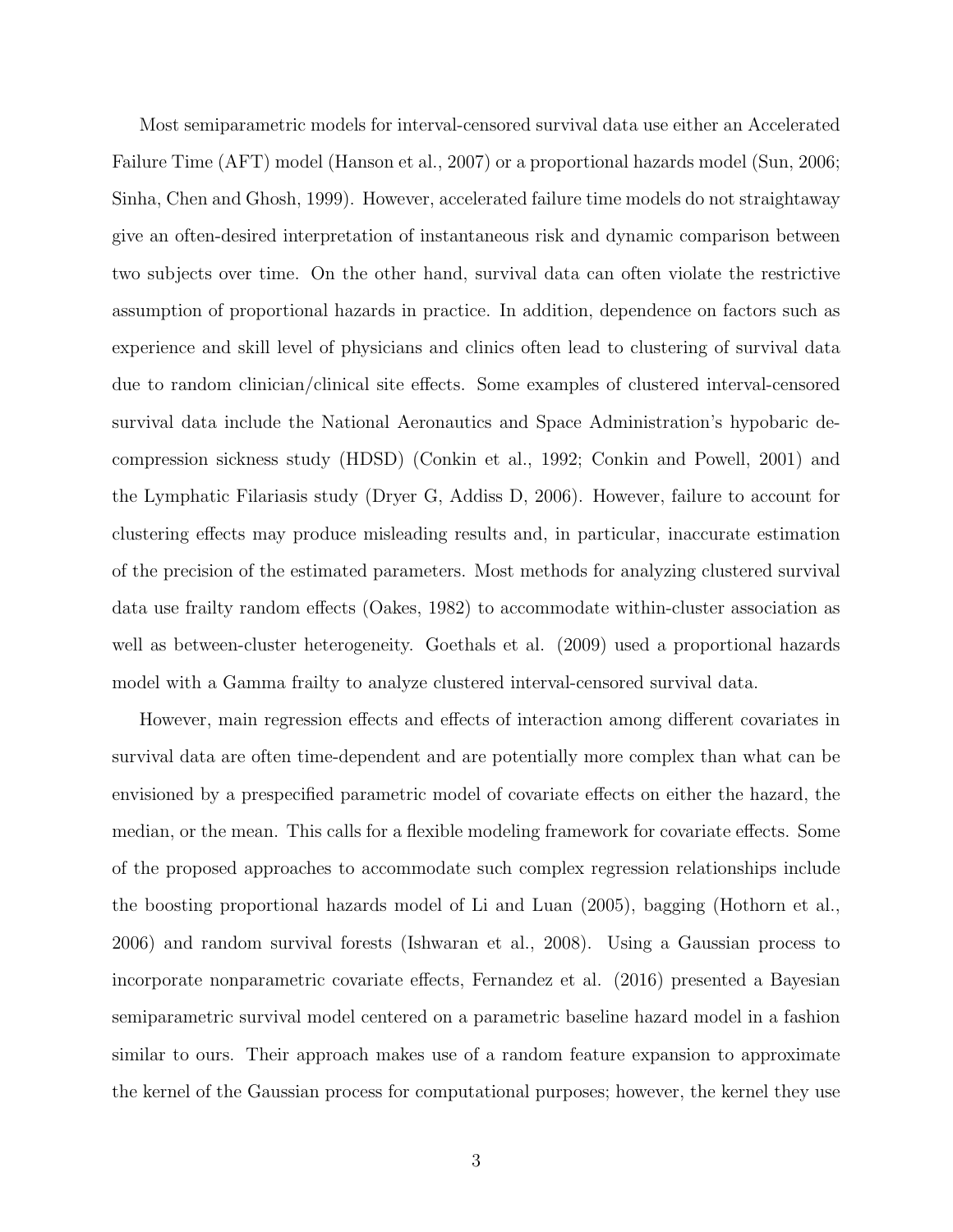Most semiparametric models for interval-censored survival data use either an Accelerated Failure Time (AFT) model (Hanson et al., 2007) or a proportional hazards model (Sun, 2006; Sinha, Chen and Ghosh, 1999). However, accelerated failure time models do not straightaway give an often-desired interpretation of instantaneous risk and dynamic comparison between two subjects over time. On the other hand, survival data can often violate the restrictive assumption of proportional hazards in practice. In addition, dependence on factors such as experience and skill level of physicians and clinics often lead to clustering of survival data due to random clinician/clinical site effects. Some examples of clustered interval-censored survival data include the National Aeronautics and Space Administration's hypobaric decompression sickness study (HDSD) (Conkin et al., 1992; Conkin and Powell, 2001) and the Lymphatic Filariasis study (Dryer G, Addiss D, 2006). However, failure to account for clustering effects may produce misleading results and, in particular, inaccurate estimation of the precision of the estimated parameters. Most methods for analyzing clustered survival data use frailty random effects (Oakes, 1982) to accommodate within-cluster association as well as between-cluster heterogeneity. Goethals et al. (2009) used a proportional hazards model with a Gamma frailty to analyze clustered interval-censored survival data.

However, main regression effects and effects of interaction among different covariates in survival data are often time-dependent and are potentially more complex than what can be envisioned by a prespecified parametric model of covariate effects on either the hazard, the median, or the mean. This calls for a flexible modeling framework for covariate effects. Some of the proposed approaches to accommodate such complex regression relationships include the boosting proportional hazards model of Li and Luan (2005), bagging (Hothorn et al., 2006) and random survival forests (Ishwaran et al., 2008). Using a Gaussian process to incorporate nonparametric covariate effects, Fernandez et al. (2016) presented a Bayesian semiparametric survival model centered on a parametric baseline hazard model in a fashion similar to ours. Their approach makes use of a random feature expansion to approximate the kernel of the Gaussian process for computational purposes; however, the kernel they use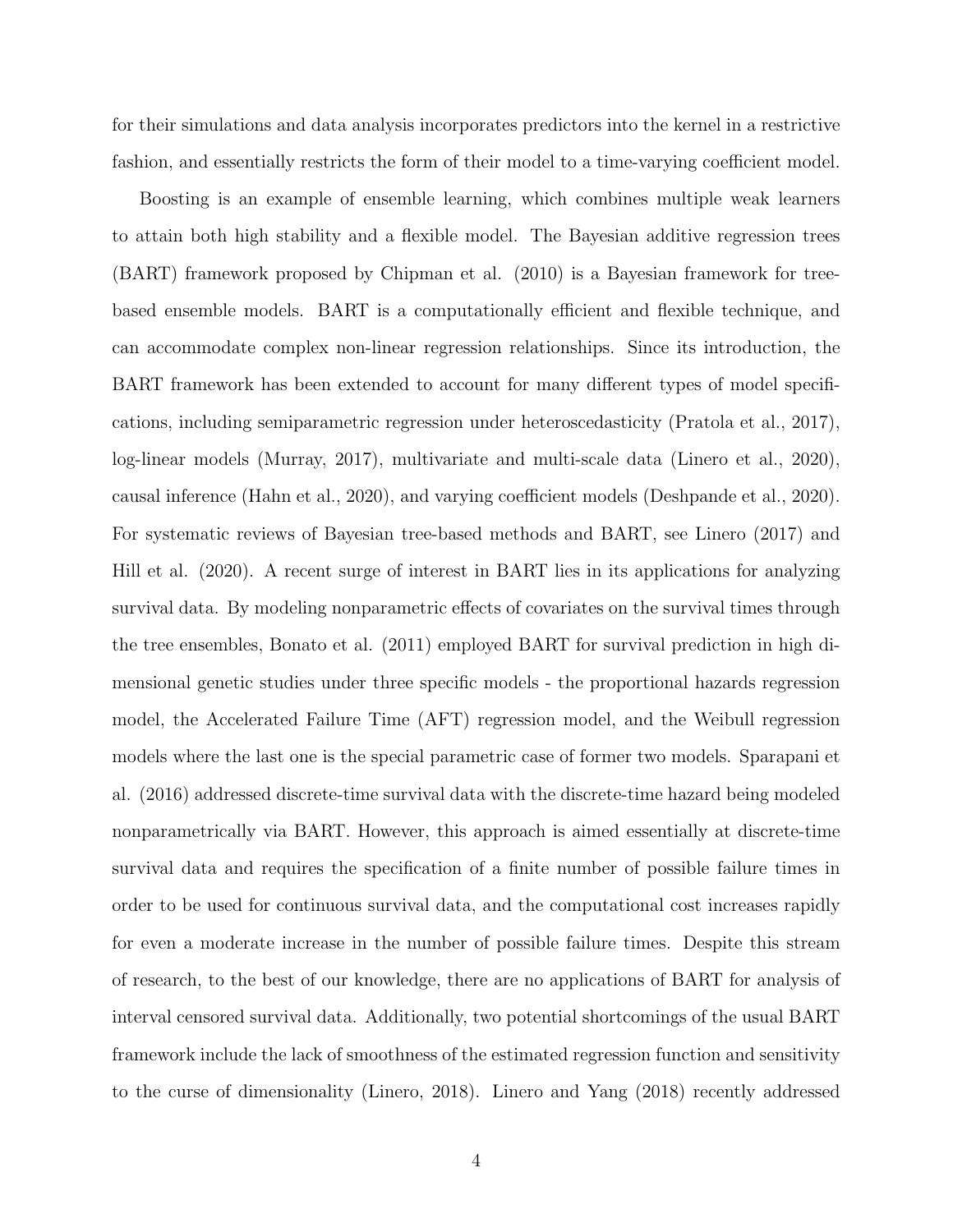for their simulations and data analysis incorporates predictors into the kernel in a restrictive fashion, and essentially restricts the form of their model to a time-varying coefficient model.

Boosting is an example of ensemble learning, which combines multiple weak learners to attain both high stability and a flexible model. The Bayesian additive regression trees (BART) framework proposed by Chipman et al. (2010) is a Bayesian framework for tree-based ensemble models. BART is a computationally efficient and flexible technique, and can accommodate complex non-linear regression relationships. Since its introduction, the BART framework has been extended to account for many different types of model specifications, including semiparametric regression under heteroscedasticity (Pratola et al., 2017), log-linear models (Murray, 2017), multivariate and multi-scale data (Linero et al., 2020), causal inference (Hahn et al., 2020), and varying coefficient models (Deshpande et al., 2020). For systematic reviews of Bayesian tree-based methods and BART, see Linero (2017) and Hill et al. (2020). A recent surge of interest in BART lies in its applications for analyzing survival data. By modeling nonparametric effects of covariates on the survival times through the tree ensembles, Bonato et al. (2011) employed BART for survival prediction in high dimensional genetic studies under three specific models - the proportional hazards regression model, the Accelerated Failure Time (AFT) regression model, and the Weibull regression models where the last one is the special parametric case of former two models. Sparapani et al. (2016) addressed discrete-time survival data with the discrete-time hazard being modeled nonparametrically via BART. However, this approach is aimed essentially at discrete-time survival data and requires the specification of a finite number of possible failure times in order to be used for continuous survival data, and the computational cost increases rapidly for even a moderate increase in the number of possible failure times. Despite this stream of research, to the best of our knowledge, there are no applications of BART for analysis of interval censored survival data. Additionally, two potential shortcomings of the usual BART framework include the lack of smoothness of the estimated regression function and sensitivity to the curse of dimensionality (Linero, 2018). Linero and Yang (2018) recently addressed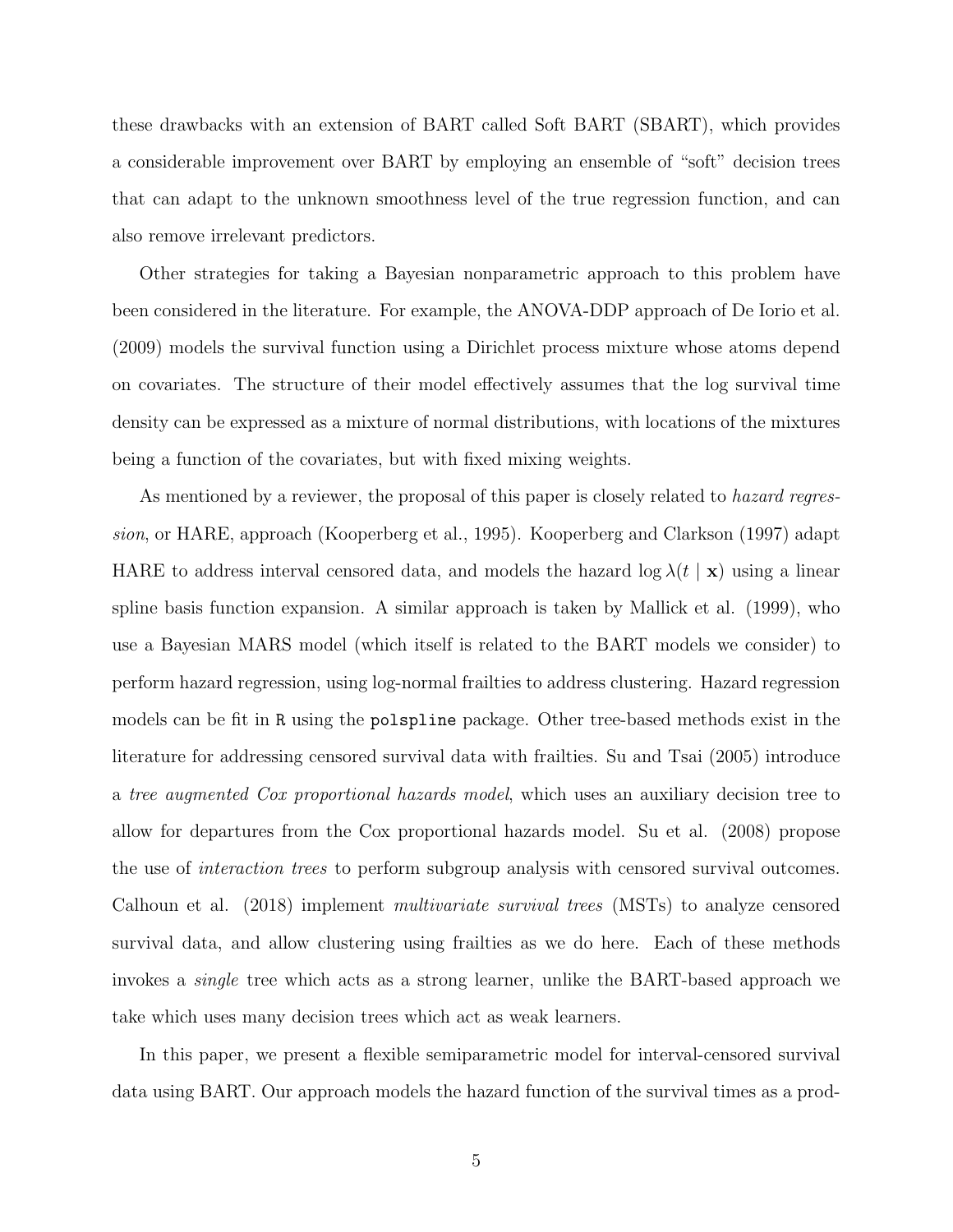these drawbacks with an extension of BART called Soft BART (SBART), which provides a considerable improvement over BART by employing an ensemble of "soft" decision trees that can adapt to the unknown smoothness level of the true regression function, and can also remove irrelevant predictors.

Other strategies for taking a Bayesian nonparametric approach to this problem have been considered in the literature. For example, the ANOVA-DDP approach of De Iorio et al. (2009) models the survival function using a Dirichlet process mixture whose atoms depend on covariates. The structure of their model effectively assumes that the log survival time density can be expressed as a mixture of normal distributions, with locations of the mixtures being a function of the covariates, but with fixed mixing weights.

As mentioned by a reviewer, the proposal of this paper is closely related to *hazard regression*, or HARE, approach (Kooperberg et al., 1995). Kooperberg and Clarkson (1997) adapt HARE to address interval censored data, and models the hazard $\log \lambda(t \mid \mathbf{x})$ using a linear spline basis function expansion. A similar approach is taken by Mallick et al. (1999), who use a Bayesian MARS model (which itself is related to the BART models we consider) to perform hazard regression, using log-normal frailties to address clustering. Hazard regression models can be fit in `R` using the `polspline` package. Other tree-based methods exist in the literature for addressing censored survival data with frailties. Su and Tsai (2005) introduce a *tree augmented Cox proportional hazards model*, which uses an auxiliary decision tree to allow for departures from the Cox proportional hazards model. Su et al. (2008) propose the use of *interaction trees* to perform subgroup analysis with censored survival outcomes. Calhoun et al. (2018) implement *multivariate survival trees* (MSTs) to analyze censored survival data, and allow clustering using frailties as we do here. Each of these methods invokes a *single* tree which acts as a strong learner, unlike the BART-based approach we take which uses many decision trees which act as weak learners.

In this paper, we present a flexible semiparametric model for interval-censored survival data using BART. Our approach models the hazard function of the survival times as a prod-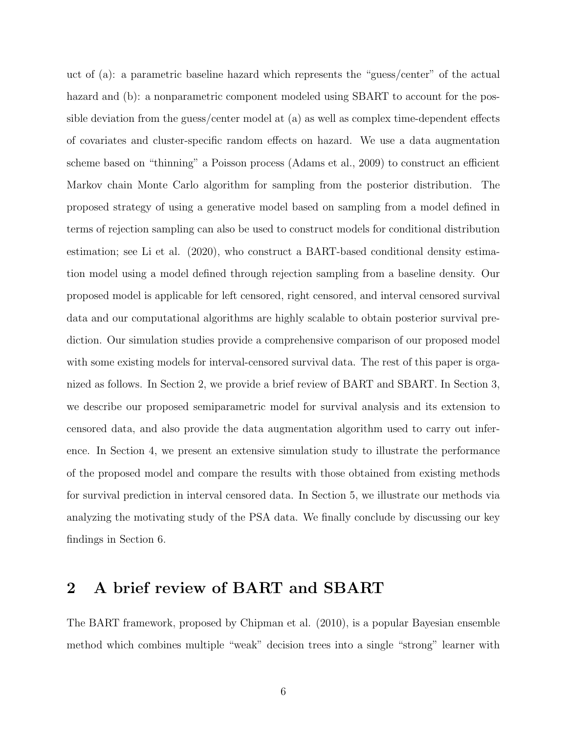uct of (a): a parametric baseline hazard which represents the "guess/center" of the actual hazard and (b): a nonparametric component modeled using SBART to account for the possible deviation from the guess/center model at (a) as well as complex time-dependent effects of covariates and cluster-specific random effects on hazard. We use a data augmentation scheme based on "thinning" a Poisson process (Adams et al., 2009) to construct an efficient Markov chain Monte Carlo algorithm for sampling from the posterior distribution. The proposed strategy of using a generative model based on sampling from a model defined in terms of rejection sampling can also be used to construct models for conditional distribution estimation; see Li et al. (2020), who construct a BART-based conditional density estimation model using a model defined through rejection sampling from a baseline density. Our proposed model is applicable for left censored, right censored, and interval censored survival data and our computational algorithms are highly scalable to obtain posterior survival prediction. Our simulation studies provide a comprehensive comparison of our proposed model with some existing models for interval-censored survival data. The rest of this paper is organized as follows. In Section 2, we provide a brief review of BART and SBART. In Section 3, we describe our proposed semiparametric model for survival analysis and its extension to censored data, and also provide the data augmentation algorithm used to carry out inference. In Section 4, we present an extensive simulation study to illustrate the performance of the proposed model and compare the results with those obtained from existing methods for survival prediction in interval censored data. In Section 5, we illustrate our methods via analyzing the motivating study of the PSA data. We finally conclude by discussing our key findings in Section 6.

## 2 A brief review of BART and SBART

The BART framework, proposed by Chipman et al. (2010), is a popular Bayesian ensemble method which combines multiple "weak" decision trees into a single "strong" learner with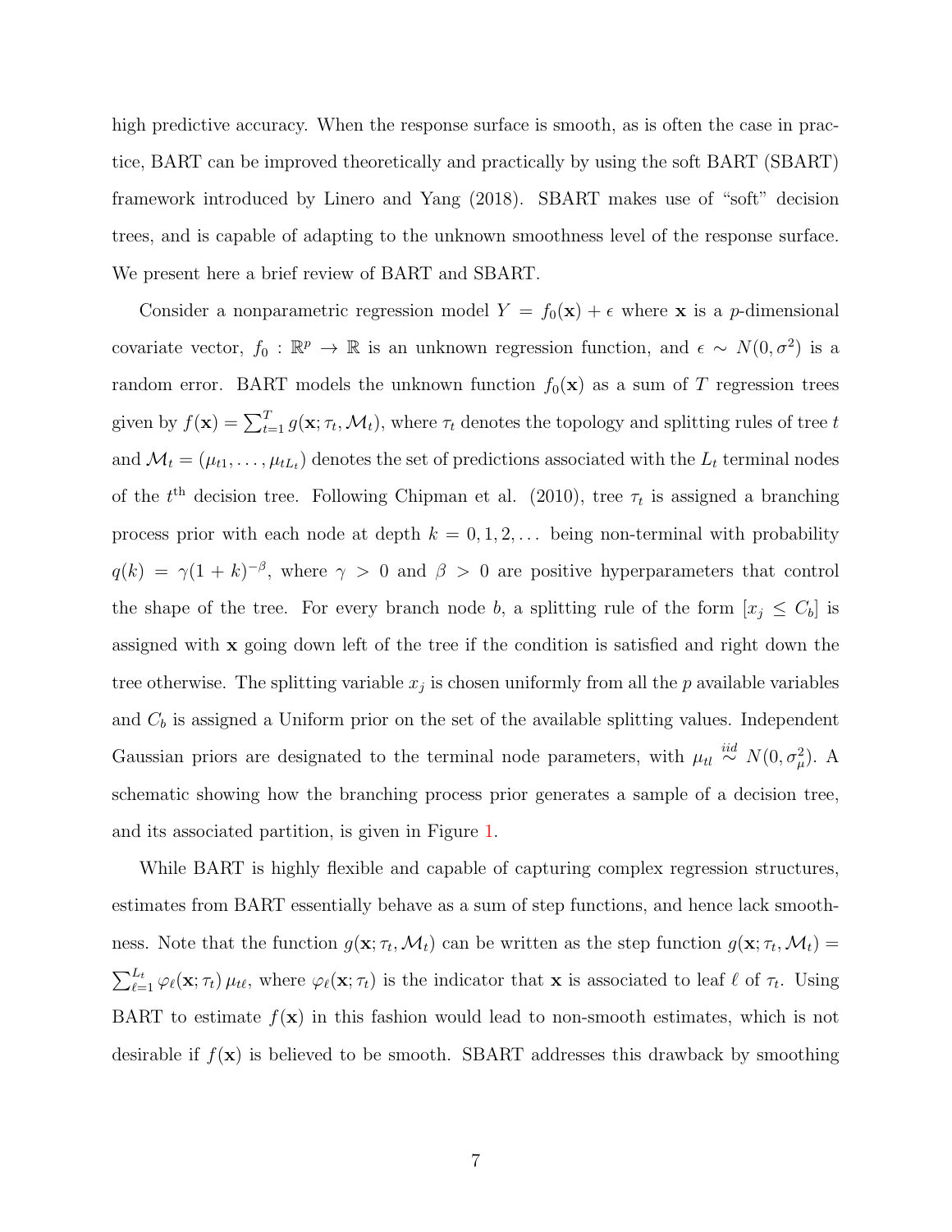high predictive accuracy. When the response surface is smooth, as is often the case in practice, BART can be improved theoretically and practically by using the soft BART (SBART) framework introduced by Linero and Yang (2018). SBART makes use of "soft" decision trees, and is capable of adapting to the unknown smoothness level of the response surface. We present here a brief review of BART and SBART.

Consider a nonparametric regression model $Y = f_0(\mathbf{x}) + \epsilon$ where $\mathbf{x}$ is a $p$-dimensional covariate vector, $f_0 : \mathbb{R}^p \to \mathbb{R}$ is an unknown regression function, and $\epsilon \sim N(0, \sigma^2)$ is a random error. BART models the unknown function $f_0(\mathbf{x})$ as a sum of $T$ regression trees given by $f(\mathbf{x}) = \sum_{t=1}^{T} g(\mathbf{x}; \tau_t, \mathcal{M}_t)$, where $\tau_t$ denotes the topology and splitting rules of tree $t$ and $\mathcal{M}_t = (\mu_{t1}, \ldots, \mu_{tL_t})$ denotes the set of predictions associated with the $L_t$ terminal nodes of the $t^{\text{th}}$ decision tree. Following Chipman et al. (2010), tree $\tau_t$ is assigned a branching process prior with each node at depth $k = 0, 1, 2, \ldots$ being non-terminal with probability $q(k) = \gamma(1 + k)^{-\beta}$, where $\gamma > 0$ and $\beta > 0$ are positive hyperparameters that control the shape of the tree. For every branch node $b$, a splitting rule of the form $[x_j \leq C_b]$ is assigned with $\mathbf{x}$ going down left of the tree if the condition is satisfied and right down the tree otherwise. The splitting variable $x_j$ is chosen uniformly from all the $p$ available variables and $C_b$ is assigned a Uniform prior on the set of the available splitting values. Independent Gaussian priors are designated to the terminal node parameters, with $\mu_{tl} \overset{iid}{\sim} N(0, \sigma_\mu^2)$. A schematic showing how the branching process prior generates a sample of a decision tree, and its associated partition, is given in Figure 1.

While BART is highly flexible and capable of capturing complex regression structures, estimates from BART essentially behave as a sum of step functions, and hence lack smoothness. Note that the function $g(\mathbf{x}; \tau_t, \mathcal{M}_t)$ can be written as the step function $g(\mathbf{x}; \tau_t, \mathcal{M}_t) = \sum_{\ell=1}^{L_t} \varphi_\ell(\mathbf{x}; \tau_t)\, \mu_{t\ell}$, where $\varphi_\ell(\mathbf{x}; \tau_t)$ is the indicator that $\mathbf{x}$ is associated to leaf $\ell$ of $\tau_t$. Using BART to estimate $f(\mathbf{x})$ in this fashion would lead to non-smooth estimates, which is not desirable if $f(\mathbf{x})$ is believed to be smooth. SBART addresses this drawback by smoothing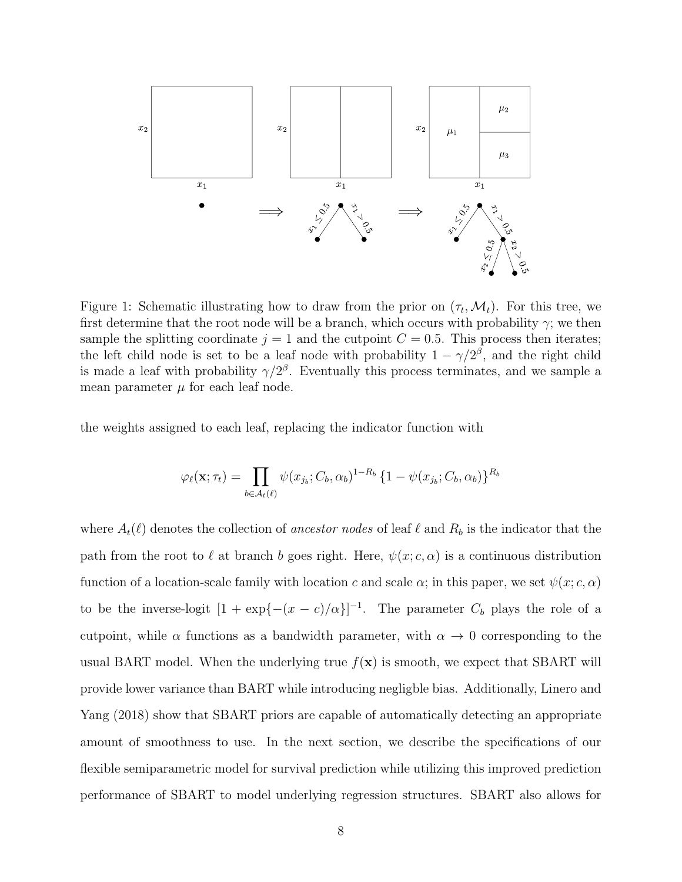Figure 1: Schematic illustrating how to draw from the prior on $(\tau_t, \mathcal{M}_t)$. For this tree, we first determine that the root node will be a branch, which occurs with probability $\gamma$; we then sample the splitting coordinate $j = 1$ and the cutpoint $C = 0.5$. This process then iterates; the left child node is set to be a leaf node with probability $1 - \gamma/2^\beta$, and the right child is made a leaf with probability $\gamma/2^\beta$. Eventually this process terminates, and we sample a mean parameter $\mu$ for each leaf node.

the weights assigned to each leaf, replacing the indicator function with

$$\varphi_\ell(\mathbf{x}; \tau_t) = \prod_{b \in \mathcal{A}_t(\ell)} \psi(x_{j_b}; C_b, \alpha_b)^{1-R_b} \left\{1 - \psi(x_{j_b}; C_b, \alpha_b)\right\}^{R_b}$$

where $A_t(\ell)$ denotes the collection of *ancestor nodes* of leaf $\ell$ and $R_b$ is the indicator that the path from the root to $\ell$ at branch $b$ goes right. Here, $\psi(x; c, \alpha)$ is a continuous distribution function of a location-scale family with location $c$ and scale $\alpha$; in this paper, we set $\psi(x; c, \alpha)$ to be the inverse-logit $[1 + \exp\{-(x - c)/\alpha\}]^{-1}$. The parameter $C_b$ plays the role of a cutpoint, while $\alpha$ functions as a bandwidth parameter, with $\alpha \to 0$ corresponding to the usual BART model. When the underlying true $f(\mathbf{x})$ is smooth, we expect that SBART will provide lower variance than BART while introducing negligble bias. Additionally, Linero and Yang (2018) show that SBART priors are capable of automatically detecting an appropriate amount of smoothness to use. In the next section, we describe the specifications of our flexible semiparametric model for survival prediction while utilizing this improved prediction performance of SBART to model underlying regression structures. SBART also allows for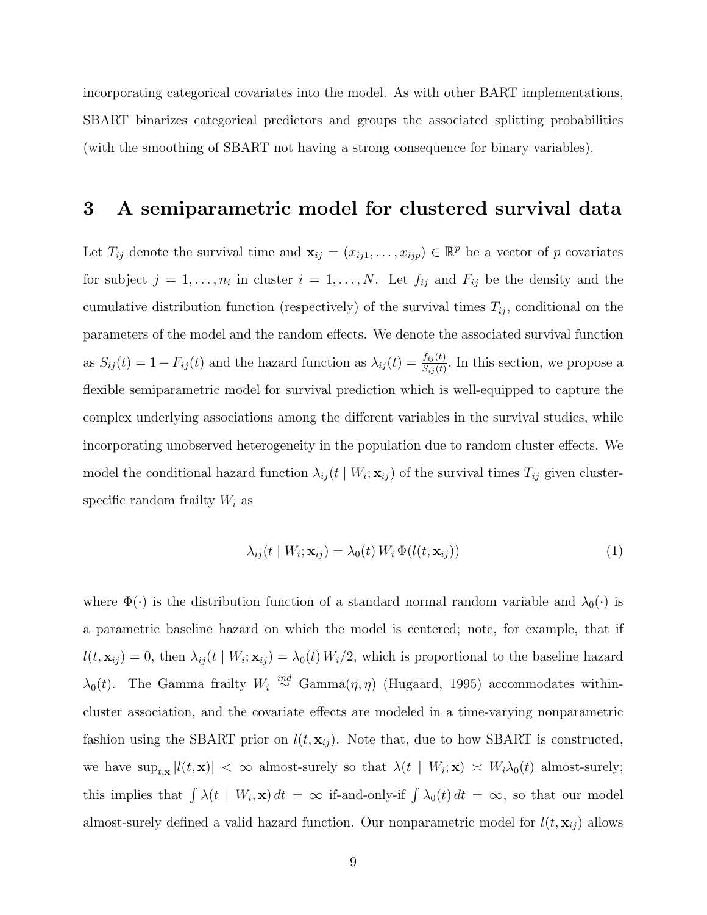incorporating categorical covariates into the model. As with other BART implementations, SBART binarizes categorical predictors and groups the associated splitting probabilities (with the smoothing of SBART not having a strong consequence for binary variables).

# 3 A semiparametric model for clustered survival data

Let $T_{ij}$ denote the survival time and $\mathbf{x}_{ij} = (x_{ij1}, \ldots, x_{ijp}) \in \mathbb{R}^p$ be a vector of $p$ covariates for subject $j = 1, \ldots, n_i$ in cluster $i = 1, \ldots, N$. Let $f_{ij}$ and $F_{ij}$ be the density and the cumulative distribution function (respectively) of the survival times $T_{ij}$, conditional on the parameters of the model and the random effects. We denote the associated survival function as $S_{ij}(t) = 1 - F_{ij}(t)$ and the hazard function as $\lambda_{ij}(t) = \frac{f_{ij}(t)}{S_{ij}(t)}$. In this section, we propose a flexible semiparametric model for survival prediction which is well-equipped to capture the complex underlying associations among the different variables in the survival studies, while incorporating unobserved heterogeneity in the population due to random cluster effects. We model the conditional hazard function $\lambda_{ij}(t \mid W_i; \mathbf{x}_{ij})$ of the survival times $T_{ij}$ given cluster-specific random frailty $W_i$ as

$$\lambda_{ij}(t \mid W_i; \mathbf{x}_{ij}) = \lambda_0(t)\, W_i\, \Phi(l(t, \mathbf{x}_{ij})) \tag{1}$$

where $\Phi(\cdot)$ is the distribution function of a standard normal random variable and $\lambda_0(\cdot)$ is a parametric baseline hazard on which the model is centered; note, for example, that if $l(t, \mathbf{x}_{ij}) = 0$, then $\lambda_{ij}(t \mid W_i; \mathbf{x}_{ij}) = \lambda_0(t)\, W_i/2$, which is proportional to the baseline hazard $\lambda_0(t)$. The Gamma frailty $W_i \overset{ind}{\sim} \text{Gamma}(\eta, \eta)$ (Hugaard, 1995) accommodates within-cluster association, and the covariate effects are modeled in a time-varying nonparametric fashion using the SBART prior on $l(t, \mathbf{x}_{ij})$. Note that, due to how SBART is constructed, we have $\sup_{t,\mathbf{x}} |l(t, \mathbf{x})| < \infty$ almost-surely so that $\lambda(t \mid W_i; \mathbf{x}) \asymp W_i \lambda_0(t)$ almost-surely; this implies that $\int \lambda(t \mid W_i, \mathbf{x})\, dt = \infty$ if-and-only-if $\int \lambda_0(t)\, dt = \infty$, so that our model almost-surely defined a valid hazard function. Our nonparametric model for $l(t, \mathbf{x}_{ij})$ allows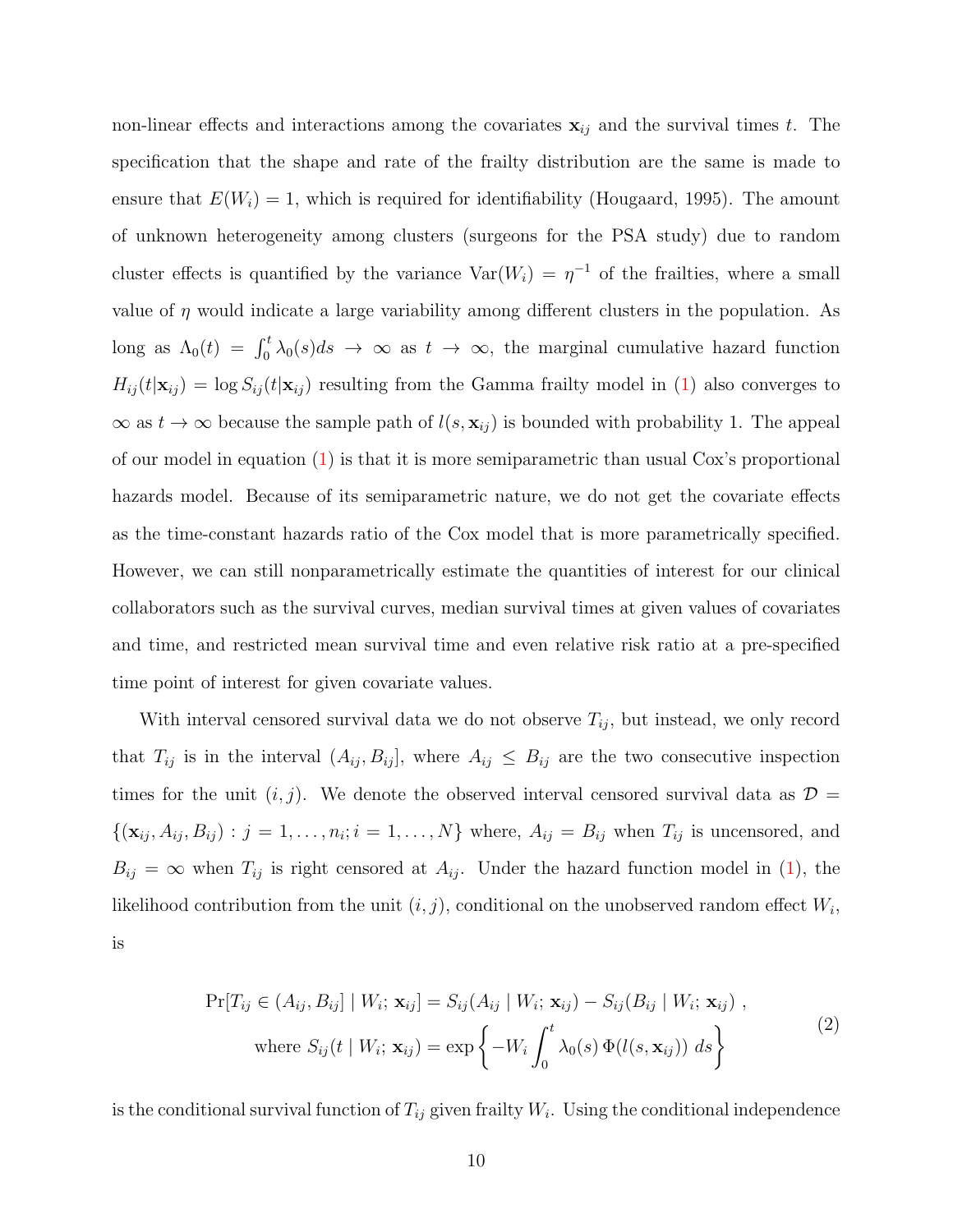non-linear effects and interactions among the covariates $\mathbf{x}_{ij}$ and the survival times $t$. The specification that the shape and rate of the frailty distribution are the same is made to ensure that $E(W_i) = 1$, which is required for identifiability (Hougaard, 1995). The amount of unknown heterogeneity among clusters (surgeons for the PSA study) due to random cluster effects is quantified by the variance $\text{Var}(W_i) = \eta^{-1}$ of the frailties, where a small value of $\eta$ would indicate a large variability among different clusters in the population. As long as $\Lambda_0(t) = \int_0^t \lambda_0(s)ds \to \infty$ as $t \to \infty$, the marginal cumulative hazard function $H_{ij}(t|\mathbf{x}_{ij}) = \log S_{ij}(t|\mathbf{x}_{ij})$ resulting from the Gamma frailty model in (1) also converges to $\infty$ as $t \to \infty$ because the sample path of $l(s, \mathbf{x}_{ij})$ is bounded with probability 1. The appeal of our model in equation (1) is that it is more semiparametric than usual Cox's proportional hazards model. Because of its semiparametric nature, we do not get the covariate effects as the time-constant hazards ratio of the Cox model that is more parametrically specified. However, we can still nonparametrically estimate the quantities of interest for our clinical collaborators such as the survival curves, median survival times at given values of covariates and time, and restricted mean survival time and even relative risk ratio at a pre-specified time point of interest for given covariate values.

With interval censored survival data we do not observe $T_{ij}$, but instead, we only record that $T_{ij}$ is in the interval $(A_{ij}, B_{ij}]$, where $A_{ij} \leq B_{ij}$ are the two consecutive inspection times for the unit $(i, j)$. We denote the observed interval censored survival data as $\mathcal{D} = \{(\mathbf{x}_{ij}, A_{ij}, B_{ij}) : j = 1, \ldots, n_i; i = 1, \ldots, N\}$ where, $A_{ij} = B_{ij}$ when $T_{ij}$ is uncensored, and $B_{ij} = \infty$ when $T_{ij}$ is right censored at $A_{ij}$. Under the hazard function model in (1), the likelihood contribution from the unit $(i, j)$, conditional on the unobserved random effect $W_i$, is

$$
\begin{aligned}
\Pr[T_{ij} \in (A_{ij}, B_{ij}] \mid W_i; \mathbf{x}_{ij}] &= S_{ij}(A_{ij} \mid W_i; \mathbf{x}_{ij}) - S_{ij}(B_{ij} \mid W_i; \mathbf{x}_{ij}) \;, \\
\text{where } S_{ij}(t \mid W_i; \mathbf{x}_{ij}) &= \exp\left\{ -W_i \int_0^t \lambda_0(s)\, \Phi(l(s, \mathbf{x}_{ij}))\; ds \right\}
\end{aligned}
\tag{2}
$$

is the conditional survival function of $T_{ij}$ given frailty $W_i$. Using the conditional independence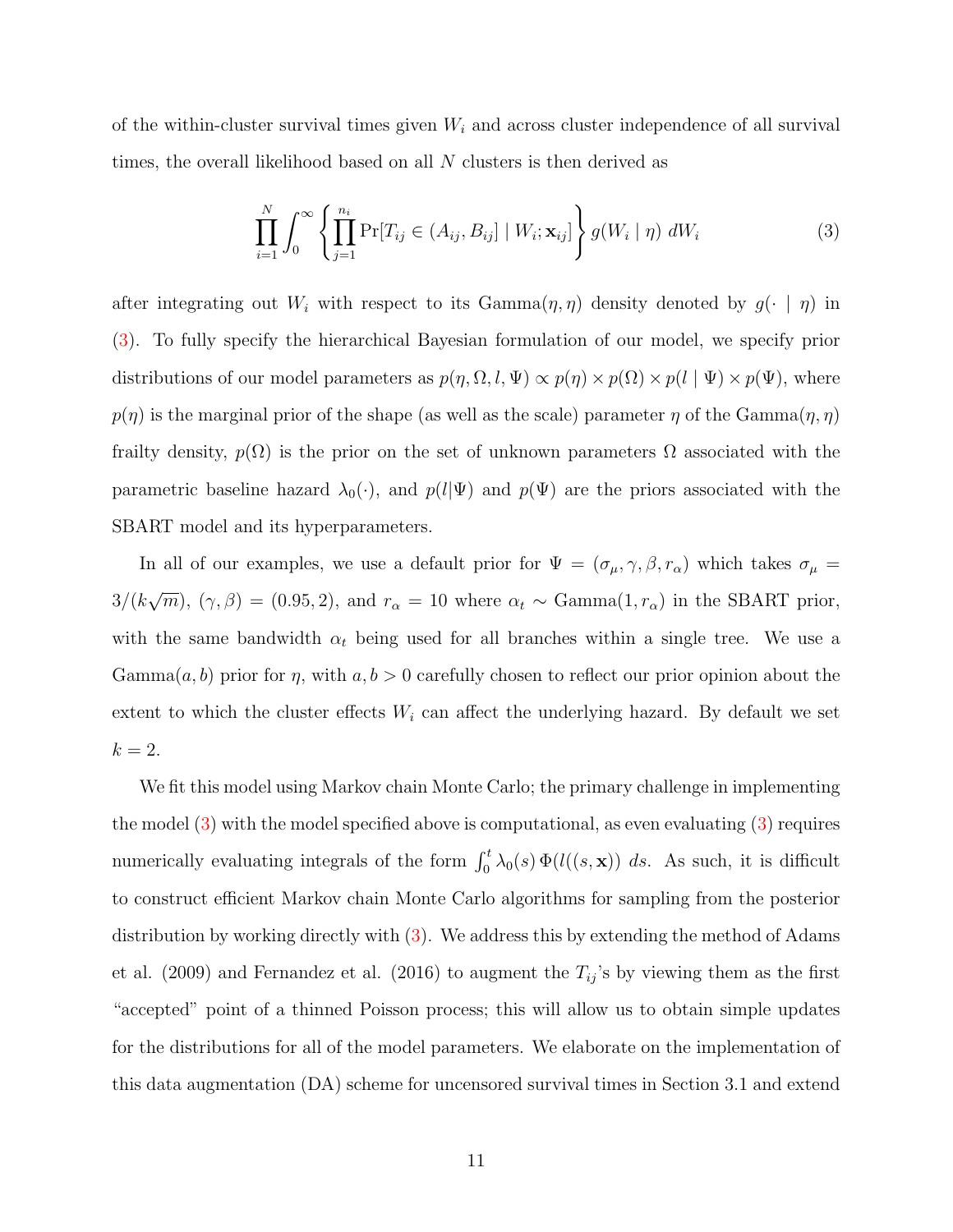of the within-cluster survival times given $W_i$ and across cluster independence of all survival times, the overall likelihood based on all $N$ clusters is then derived as

$$\prod_{i=1}^{N} \int_0^\infty \left\{ \prod_{j=1}^{n_i} \Pr[T_{ij} \in (A_{ij}, B_{ij}] \mid W_i; \mathbf{x}_{ij}] \right\} g(W_i \mid \eta) \, dW_i \tag{3}$$

after integrating out $W_i$ with respect to its Gamma$(\eta, \eta)$ density denoted by $g(\cdot \mid \eta)$ in (3). To fully specify the hierarchical Bayesian formulation of our model, we specify prior distributions of our model parameters as $p(\eta, \Omega, l, \Psi) \propto p(\eta) \times p(\Omega) \times p(l \mid \Psi) \times p(\Psi)$, where $p(\eta)$ is the marginal prior of the shape (as well as the scale) parameter $\eta$ of the Gamma$(\eta, \eta)$ frailty density, $p(\Omega)$ is the prior on the set of unknown parameters $\Omega$ associated with the parametric baseline hazard $\lambda_0(\cdot)$, and $p(l|\Psi)$ and $p(\Psi)$ are the priors associated with the SBART model and its hyperparameters.

In all of our examples, we use a default prior for $\Psi = (\sigma_\mu, \gamma, \beta, r_\alpha)$ which takes $\sigma_\mu = 3/(k\sqrt{m})$, $(\gamma, \beta) = (0.95, 2)$, and $r_\alpha = 10$ where $\alpha_t \sim \text{Gamma}(1, r_\alpha)$ in the SBART prior, with the same bandwidth $\alpha_t$ being used for all branches within a single tree. We use a Gamma$(a, b)$ prior for $\eta$, with $a, b > 0$ carefully chosen to reflect our prior opinion about the extent to which the cluster effects $W_i$ can affect the underlying hazard. By default we set $k = 2$.

We fit this model using Markov chain Monte Carlo; the primary challenge in implementing the model (3) with the model specified above is computational, as even evaluating (3) requires numerically evaluating integrals of the form $\int_0^t \lambda_0(s) \, \Phi(l((s, \mathbf{x})) \, ds$. As such, it is difficult to construct efficient Markov chain Monte Carlo algorithms for sampling from the posterior distribution by working directly with (3). We address this by extending the method of Adams et al. (2009) and Fernandez et al. (2016) to augment the $T_{ij}$'s by viewing them as the first "accepted" point of a thinned Poisson process; this will allow us to obtain simple updates for the distributions for all of the model parameters. We elaborate on the implementation of this data augmentation (DA) scheme for uncensored survival times in Section 3.1 and extend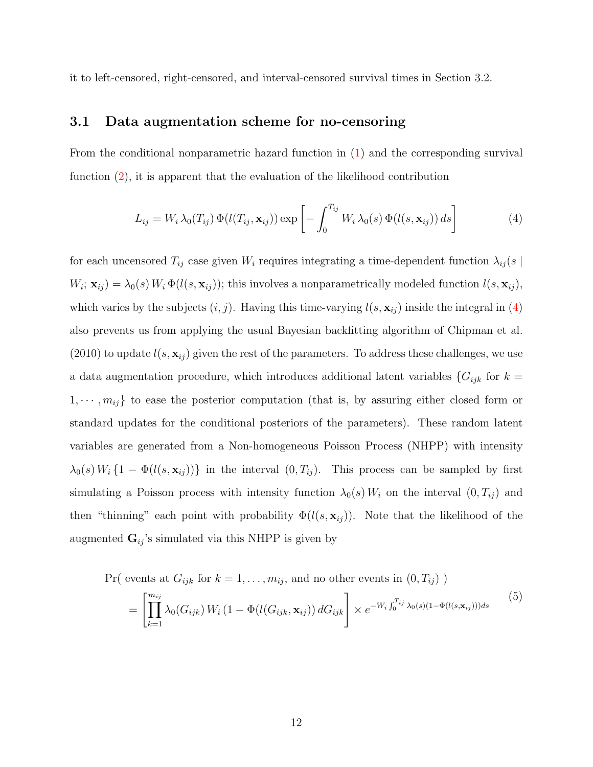it to left-censored, right-censored, and interval-censored survival times in Section 3.2.

### 3.1 Data augmentation scheme for no-censoring

From the conditional nonparametric hazard function in (1) and the corresponding survival function (2), it is apparent that the evaluation of the likelihood contribution

$$L_{ij} = W_i \, \lambda_0(T_{ij}) \, \Phi(l(T_{ij}, \mathbf{x}_{ij})) \exp\left[ - \int_0^{T_{ij}} W_i \, \lambda_0(s) \, \Phi(l(s, \mathbf{x}_{ij})) \, ds \right] \tag{4}$$

for each uncensored $T_{ij}$ case given $W_i$ requires integrating a time-dependent function $\lambda_{ij}(s \mid W_i; \mathbf{x}_{ij}) = \lambda_0(s) \, W_i \, \Phi(l(s, \mathbf{x}_{ij}))$; this involves a nonparametrically modeled function $l(s, \mathbf{x}_{ij})$, which varies by the subjects $(i, j)$. Having this time-varying $l(s, \mathbf{x}_{ij})$ inside the integral in (4) also prevents us from applying the usual Bayesian backfitting algorithm of Chipman et al. (2010) to update $l(s, \mathbf{x}_{ij})$ given the rest of the parameters. To address these challenges, we use a data augmentation procedure, which introduces additional latent variables $\{G_{ijk}$ for $k = 1, \cdots, m_{ij}\}$ to ease the posterior computation (that is, by assuring either closed form or standard updates for the conditional posteriors of the parameters). These random latent variables are generated from a Non-homogeneous Poisson Process (NHPP) with intensity $\lambda_0(s) \, W_i \, \{1 - \Phi(l(s, \mathbf{x}_{ij}))\}$ in the interval $(0, T_{ij})$. This process can be sampled by first simulating a Poisson process with intensity function $\lambda_0(s) \, W_i$ on the interval $(0, T_{ij})$ and then "thinning" each point with probability $\Phi(l(s, \mathbf{x}_{ij}))$. Note that the likelihood of the augmented $\mathbf{G}_{ij}$'s simulated via this NHPP is given by

$$\begin{aligned} &\Pr(\text{ events at } G_{ijk} \text{ for } k = 1, \ldots, m_{ij}, \text{ and no other events in } (0, T_{ij}) \text{ }) \\ &= \left[ \prod_{k=1}^{m_{ij}} \lambda_0(G_{ijk}) \, W_i \, (1 - \Phi(l(G_{ijk}, \mathbf{x}_{ij})) \, dG_{ijk} \right] \times e^{-W_i \int_0^{T_{ij}} \lambda_0(s)(1 - \Phi(l(s, \mathbf{x}_{ij})))ds} \end{aligned} \tag{5}$$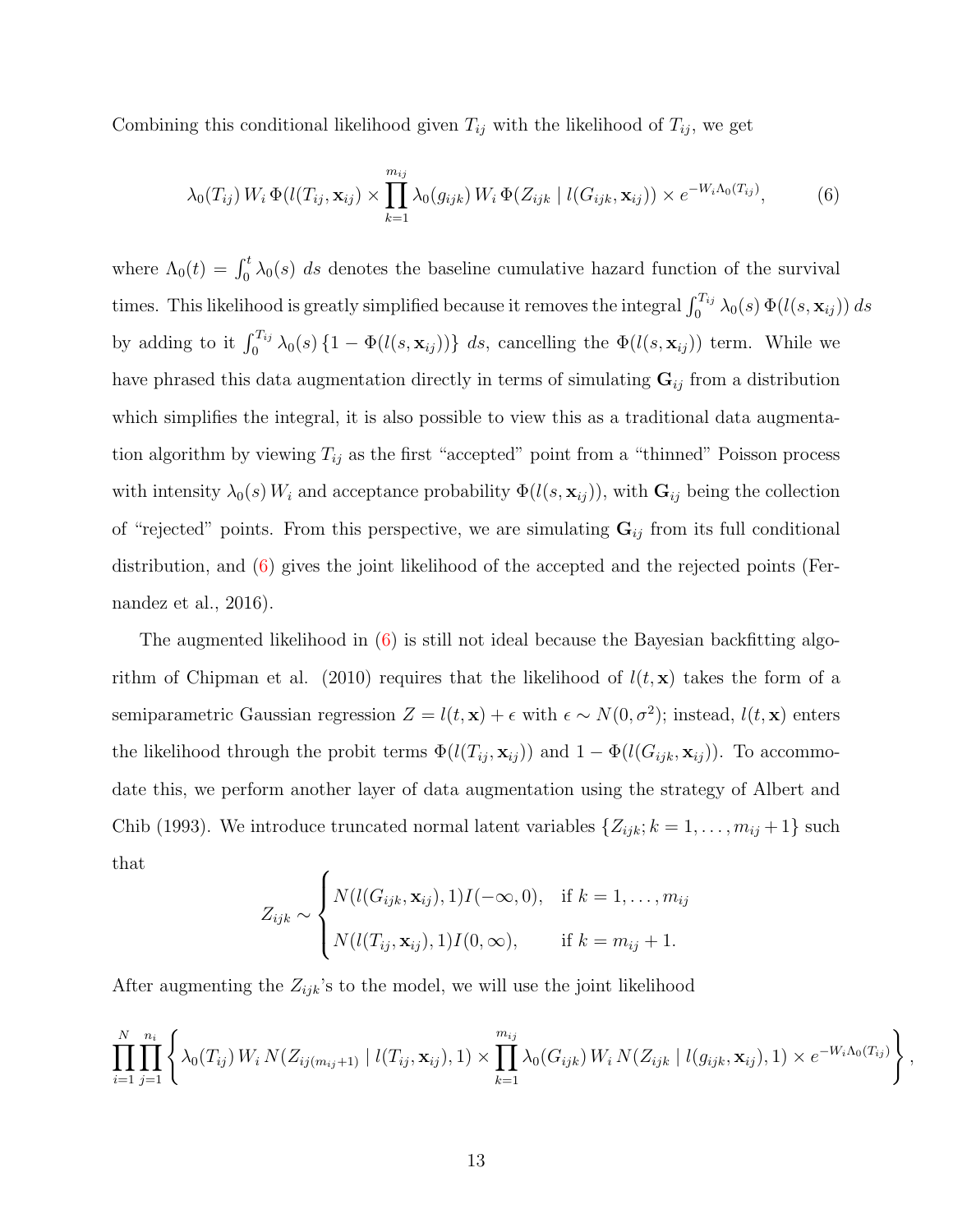Combining this conditional likelihood given $T_{ij}$ with the likelihood of $T_{ij}$, we get

$$\lambda_0(T_{ij})\, W_i\, \Phi(l(T_{ij}, \mathbf{x}_{ij}) \times \prod_{k=1}^{m_{ij}} \lambda_0(g_{ijk})\, W_i\, \Phi(Z_{ijk} \mid l(G_{ijk}, \mathbf{x}_{ij})) \times e^{-W_i \Lambda_0(T_{ij})}, \tag{6}$$

where $\Lambda_0(t) = \int_0^t \lambda_0(s)\, ds$ denotes the baseline cumulative hazard function of the survival times. This likelihood is greatly simplified because it removes the integral $\int_0^{T_{ij}} \lambda_0(s)\, \Phi(l(s, \mathbf{x}_{ij}))\, ds$ by adding to it $\int_0^{T_{ij}} \lambda_0(s)\, \{1 - \Phi(l(s, \mathbf{x}_{ij}))\}\, ds$, cancelling the $\Phi(l(s, \mathbf{x}_{ij}))$ term. While we have phrased this data augmentation directly in terms of simulating $\mathbf{G}_{ij}$ from a distribution which simplifies the integral, it is also possible to view this as a traditional data augmentation algorithm by viewing $T_{ij}$ as the first "accepted" point from a "thinned" Poisson process with intensity $\lambda_0(s)\, W_i$ and acceptance probability $\Phi(l(s, \mathbf{x}_{ij}))$, with $\mathbf{G}_{ij}$ being the collection of "rejected" points. From this perspective, we are simulating $\mathbf{G}_{ij}$ from its full conditional distribution, and (6) gives the joint likelihood of the accepted and the rejected points (Fernandez et al., 2016).

The augmented likelihood in (6) is still not ideal because the Bayesian backfitting algorithm of Chipman et al. (2010) requires that the likelihood of $l(t, \mathbf{x})$ takes the form of a semiparametric Gaussian regression $Z = l(t, \mathbf{x}) + \epsilon$ with $\epsilon \sim N(0, \sigma^2)$; instead, $l(t, \mathbf{x})$ enters the likelihood through the probit terms $\Phi(l(T_{ij}, \mathbf{x}_{ij}))$ and $1 - \Phi(l(G_{ijk}, \mathbf{x}_{ij}))$. To accommodate this, we perform another layer of data augmentation using the strategy of Albert and Chib (1993). We introduce truncated normal latent variables $\{Z_{ijk}; k = 1, \ldots, m_{ij} + 1\}$ such that

$$Z_{ijk} \sim \begin{cases} N(l(G_{ijk}, \mathbf{x}_{ij}), 1) I(-\infty, 0), & \text{if } k = 1, \ldots, m_{ij} \\ N(l(T_{ij}, \mathbf{x}_{ij}), 1) I(0, \infty), & \text{if } k = m_{ij} + 1. \end{cases}$$

After augmenting the $Z_{ijk}$'s to the model, we will use the joint likelihood

$$\prod_{i=1}^{N} \prod_{j=1}^{n_i} \left\{ \lambda_0(T_{ij})\, W_i\, N(Z_{ij(m_{ij}+1)} \mid l(T_{ij}, \mathbf{x}_{ij}), 1) \times \prod_{k=1}^{m_{ij}} \lambda_0(G_{ijk})\, W_i\, N(Z_{ijk} \mid l(g_{ijk}, \mathbf{x}_{ij}), 1) \times e^{-W_i \Lambda_0(T_{ij})} \right\},$$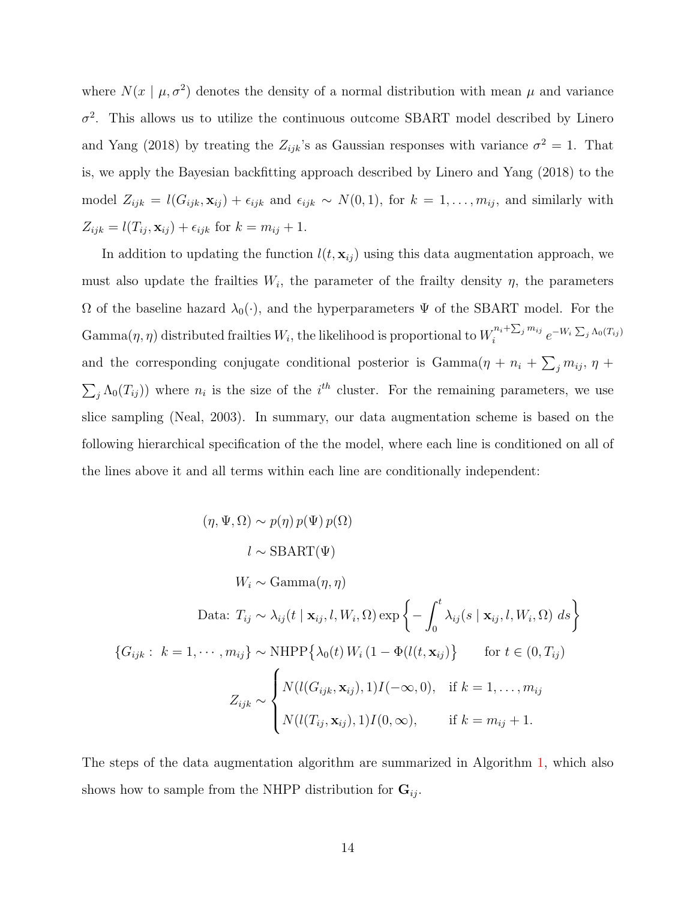where $N(x \mid \mu, \sigma^2)$ denotes the density of a normal distribution with mean $\mu$ and variance $\sigma^2$. This allows us to utilize the continuous outcome SBART model described by Linero and Yang (2018) by treating the $Z_{ijk}$'s as Gaussian responses with variance $\sigma^2 = 1$. That is, we apply the Bayesian backfitting approach described by Linero and Yang (2018) to the model $Z_{ijk} = l(G_{ijk}, \mathbf{x}_{ij}) + \epsilon_{ijk}$ and $\epsilon_{ijk} \sim N(0, 1)$, for $k = 1, \ldots, m_{ij}$, and similarly with $Z_{ijk} = l(T_{ij}, \mathbf{x}_{ij}) + \epsilon_{ijk}$ for $k = m_{ij} + 1$.

In addition to updating the function $l(t, \mathbf{x}_{ij})$ using this data augmentation approach, we must also update the frailties $W_i$, the parameter of the frailty density $\eta$, the parameters $\Omega$ of the baseline hazard $\lambda_0(\cdot)$, and the hyperparameters $\Psi$ of the SBART model. For the $\text{Gamma}(\eta, \eta)$ distributed frailties $W_i$, the likelihood is proportional to $W_i^{n_i + \sum_j m_{ij}} e^{-W_i \sum_j \Lambda_0(T_{ij})}$ and the corresponding conjugate conditional posterior is $\text{Gamma}(\eta + n_i + \sum_j m_{ij}, \eta + \sum_j \Lambda_0(T_{ij}))$ where $n_i$ is the size of the $i^{th}$ cluster. For the remaining parameters, we use slice sampling (Neal, 2003). In summary, our data augmentation scheme is based on the following hierarchical specification of the the model, where each line is conditioned on all of the lines above it and all terms within each line are conditionally independent:

$$
\begin{aligned}
(\eta, \Psi, \Omega) &\sim p(\eta)\, p(\Psi)\, p(\Omega) \\
l &\sim \text{SBART}(\Psi) \\
W_i &\sim \text{Gamma}(\eta, \eta) \\
\text{Data: } T_{ij} &\sim \lambda_{ij}(t \mid \mathbf{x}_{ij}, l, W_i, \Omega) \exp\left\{ -\int_0^t \lambda_{ij}(s \mid \mathbf{x}_{ij}, l, W_i, \Omega)\, ds \right\} \\
\{G_{ijk} : \; k = 1, \cdots, m_{ij}\} &\sim \text{NHPP}\big\{\lambda_0(t)\, W_i\, (1 - \Phi(l(t, \mathbf{x}_{ij})\big\} \qquad \text{for } t \in (0, T_{ij}) \\
Z_{ijk} &\sim \begin{cases} N(l(G_{ijk}, \mathbf{x}_{ij}), 1) I(-\infty, 0), & \text{if } k = 1, \ldots, m_{ij} \\ N(l(T_{ij}, \mathbf{x}_{ij}), 1) I(0, \infty), & \text{if } k = m_{ij} + 1. \end{cases}
\end{aligned}
$$

The steps of the data augmentation algorithm are summarized in Algorithm 1, which also shows how to sample from the NHPP distribution for $\mathbf{G}_{ij}$.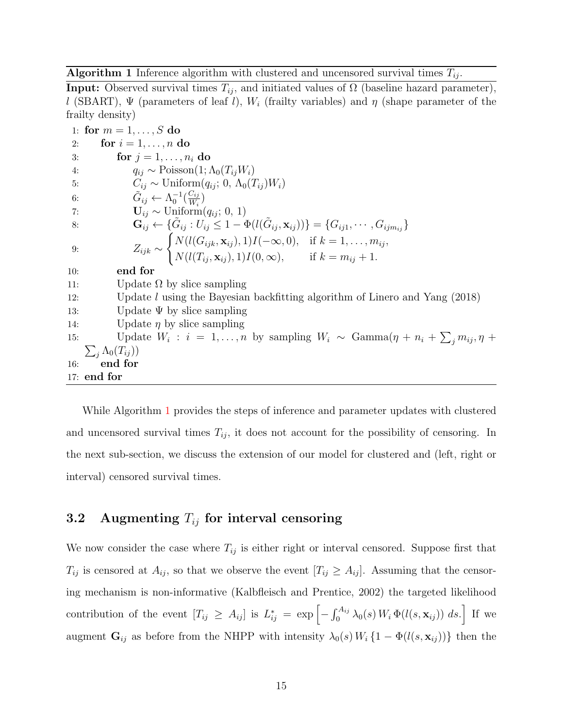**Algorithm 1** Inference algorithm with clustered and uncensored survival times $T_{ij}$.

**Input:** Observed survival times $T_{ij}$, and initiated values of $\Omega$ (baseline hazard parameter), $l$ (SBART), $\Psi$ (parameters of leaf $l$), $W_i$ (frailty variables) and $\eta$ (shape parameter of the frailty density)

1: **for** $m = 1, \ldots, S$ **do**
2: &nbsp;&nbsp;&nbsp;&nbsp;**for** $i = 1, \ldots, n$ **do**
3: &nbsp;&nbsp;&nbsp;&nbsp;&nbsp;&nbsp;&nbsp;&nbsp;**for** $j = 1, \ldots, n_i$ **do**
4: &nbsp;&nbsp;&nbsp;&nbsp;&nbsp;&nbsp;&nbsp;&nbsp;&nbsp;&nbsp;&nbsp;&nbsp;$q_{ij} \sim \text{Poisson}(1; \Lambda_0(T_{ij} W_i)$
5: &nbsp;&nbsp;&nbsp;&nbsp;&nbsp;&nbsp;&nbsp;&nbsp;&nbsp;&nbsp;&nbsp;&nbsp;$C_{ij} \sim \text{Uniform}(q_{ij};\, 0,\, \Lambda_0(T_{ij}) W_i)$
6: &nbsp;&nbsp;&nbsp;&nbsp;&nbsp;&nbsp;&nbsp;&nbsp;&nbsp;&nbsp;&nbsp;&nbsp;$\tilde{G}_{ij} \leftarrow \Lambda_0^{-1}(\frac{C_{ij}}{W_i})$
7: &nbsp;&nbsp;&nbsp;&nbsp;&nbsp;&nbsp;&nbsp;&nbsp;&nbsp;&nbsp;&nbsp;&nbsp;$\mathbf{U}_{ij} \sim \text{Uniform}(q_{ij};\, 0,\, 1)$
8: &nbsp;&nbsp;&nbsp;&nbsp;&nbsp;&nbsp;&nbsp;&nbsp;&nbsp;&nbsp;&nbsp;&nbsp;$\mathbf{G}_{ij} \leftarrow \{\tilde{G}_{ij} : U_{ij} \leq 1 - \Phi(l(\tilde{G}_{ij}, \mathbf{x}_{ij}))\} = \{G_{ij1}, \cdots, G_{ijm_{ij}}\}$
9: &nbsp;&nbsp;&nbsp;&nbsp;&nbsp;&nbsp;&nbsp;&nbsp;&nbsp;&nbsp;&nbsp;&nbsp;$Z_{ijk} \sim \begin{cases} N(l(G_{ijk}, \mathbf{x}_{ij}), 1) I(-\infty, 0), & \text{if } k = 1, \ldots, m_{ij}, \\ N(l(T_{ij}, \mathbf{x}_{ij}), 1) I(0, \infty), & \text{if } k = m_{ij} + 1. \end{cases}$
10: &nbsp;&nbsp;&nbsp;&nbsp;&nbsp;&nbsp;&nbsp;&nbsp;**end for**
11: &nbsp;&nbsp;&nbsp;&nbsp;&nbsp;&nbsp;&nbsp;&nbsp;Update $\Omega$ by slice sampling
12: &nbsp;&nbsp;&nbsp;&nbsp;&nbsp;&nbsp;&nbsp;&nbsp;Update $l$ using the Bayesian backfitting algorithm of Linero and Yang (2018)
13: &nbsp;&nbsp;&nbsp;&nbsp;&nbsp;&nbsp;&nbsp;&nbsp;Update $\Psi$ by slice sampling
14: &nbsp;&nbsp;&nbsp;&nbsp;&nbsp;&nbsp;&nbsp;&nbsp;Update $\eta$ by slice sampling
15: &nbsp;&nbsp;&nbsp;&nbsp;&nbsp;&nbsp;&nbsp;&nbsp;Update $W_i : i = 1, \ldots, n$ by sampling $W_i \sim \text{Gamma}(\eta + n_i + \sum_j m_{ij}, \eta + \sum_j \Lambda_0(T_{ij}))$
16: &nbsp;&nbsp;&nbsp;&nbsp;**end for**
17: **end for**

While Algorithm 1 provides the steps of inference and parameter updates with clustered and uncensored survival times $T_{ij}$, it does not account for the possibility of censoring. In the next sub-section, we discuss the extension of our model for clustered and (left, right or interval) censored survival times.

## 3.2 Augmenting $T_{ij}$ for interval censoring

We now consider the case where $T_{ij}$ is either right or interval censored. Suppose first that $T_{ij}$ is censored at $A_{ij}$, so that we observe the event $[T_{ij} \geq A_{ij}]$. Assuming that the censoring mechanism is non-informative (Kalbfleisch and Prentice, 2002) the targeted likelihood contribution of the event $[T_{ij} \geq A_{ij}]$ is $L^*_{ij} = \exp\left[-\int_0^{A_{ij}} \lambda_0(s)\, W_i\, \Phi(l(s, \mathbf{x}_{ij}))\, ds.\right]$ If we augment $\mathbf{G}_{ij}$ as before from the NHPP with intensity $\lambda_0(s)\, W_i\, \{1 - \Phi(l(s, \mathbf{x}_{ij}))\}$ then the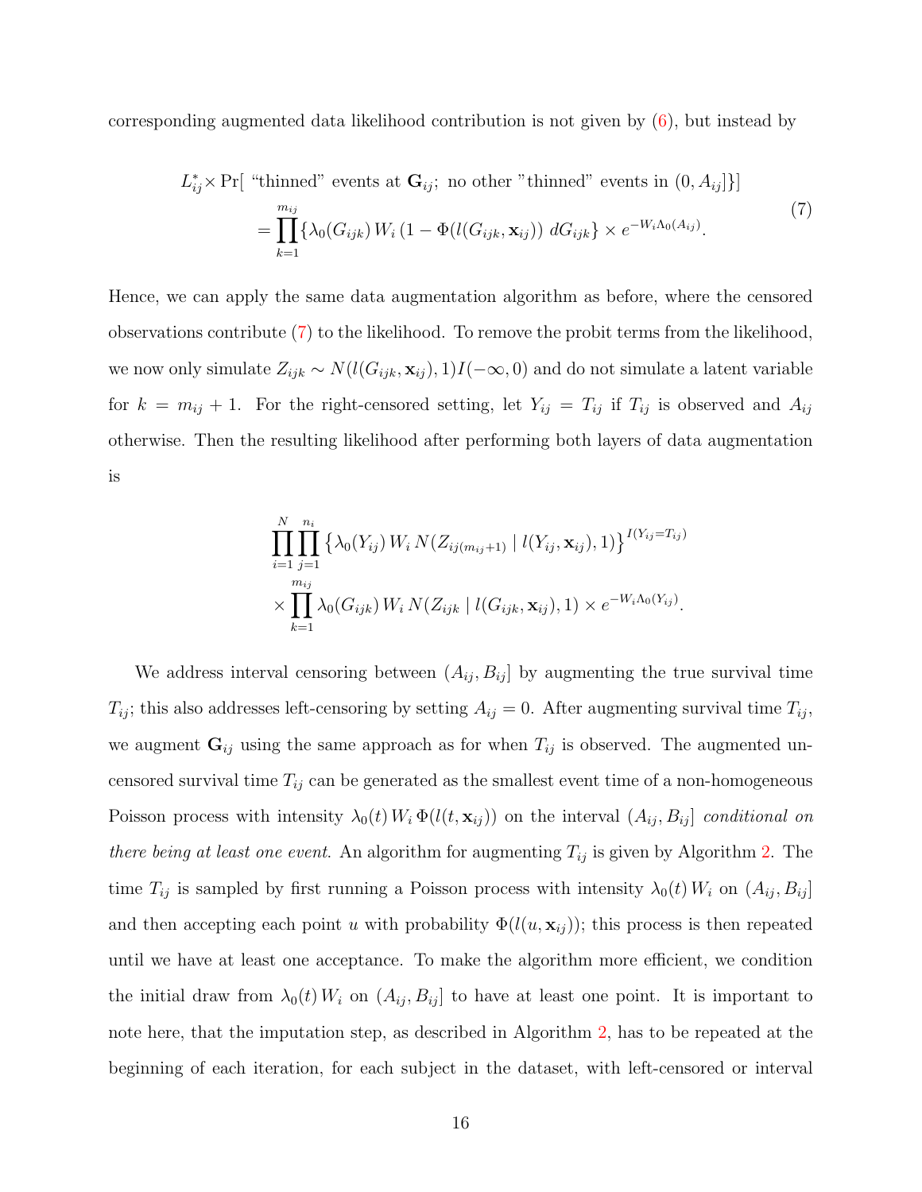corresponding augmented data likelihood contribution is not given by (6), but instead by

$$
\begin{aligned}
L^*_{ij} \times \Pr[\text{ "thinned" events at } \mathbf{G}_{ij};\ \text{no other "thinned" events in } (0, A_{ij}]\}] \\
= \prod_{k=1}^{m_{ij}} \{\lambda_0(G_{ijk})\, W_i\, (1 - \Phi(l(G_{ijk}, \mathbf{x}_{ij}))\ dG_{ijk}\} \times e^{-W_i \Lambda_0(A_{ij})}.
\end{aligned} \tag{7}
$$

Hence, we can apply the same data augmentation algorithm as before, where the censored observations contribute (7) to the likelihood. To remove the probit terms from the likelihood, we now only simulate $Z_{ijk} \sim N(l(G_{ijk}, \mathbf{x}_{ij}), 1) I(-\infty, 0)$ and do not simulate a latent variable for $k = m_{ij} + 1$. For the right-censored setting, let $Y_{ij} = T_{ij}$ if $T_{ij}$ is observed and $A_{ij}$ otherwise. Then the resulting likelihood after performing both layers of data augmentation is

$$
\begin{aligned}
&\prod_{i=1}^{N} \prod_{j=1}^{n_i} \left\{\lambda_0(Y_{ij})\, W_i\, N(Z_{ij(m_{ij}+1)} \mid l(Y_{ij}, \mathbf{x}_{ij}), 1)\right\}^{I(Y_{ij} = T_{ij})} \\
&\times \prod_{k=1}^{m_{ij}} \lambda_0(G_{ijk})\, W_i\, N(Z_{ijk} \mid l(G_{ijk}, \mathbf{x}_{ij}), 1) \times e^{-W_i \Lambda_0(Y_{ij})}.
\end{aligned}
$$

We address interval censoring between $(A_{ij}, B_{ij}]$ by augmenting the true survival time $T_{ij}$; this also addresses left-censoring by setting $A_{ij} = 0$. After augmenting survival time $T_{ij}$, we augment $\mathbf{G}_{ij}$ using the same approach as for when $T_{ij}$ is observed. The augmented uncensored survival time $T_{ij}$ can be generated as the smallest event time of a non-homogeneous Poisson process with intensity $\lambda_0(t)\, W_i\, \Phi(l(t, \mathbf{x}_{ij}))$ on the interval $(A_{ij}, B_{ij}]$ *conditional on there being at least one event*. An algorithm for augmenting $T_{ij}$ is given by Algorithm 2. The time $T_{ij}$ is sampled by first running a Poisson process with intensity $\lambda_0(t)\, W_i$ on $(A_{ij}, B_{ij}]$ and then accepting each point $u$ with probability $\Phi(l(u, \mathbf{x}_{ij}))$; this process is then repeated until we have at least one acceptance. To make the algorithm more efficient, we condition the initial draw from $\lambda_0(t)\, W_i$ on $(A_{ij}, B_{ij}]$ to have at least one point. It is important to note here, that the imputation step, as described in Algorithm 2, has to be repeated at the beginning of each iteration, for each subject in the dataset, with left-censored or interval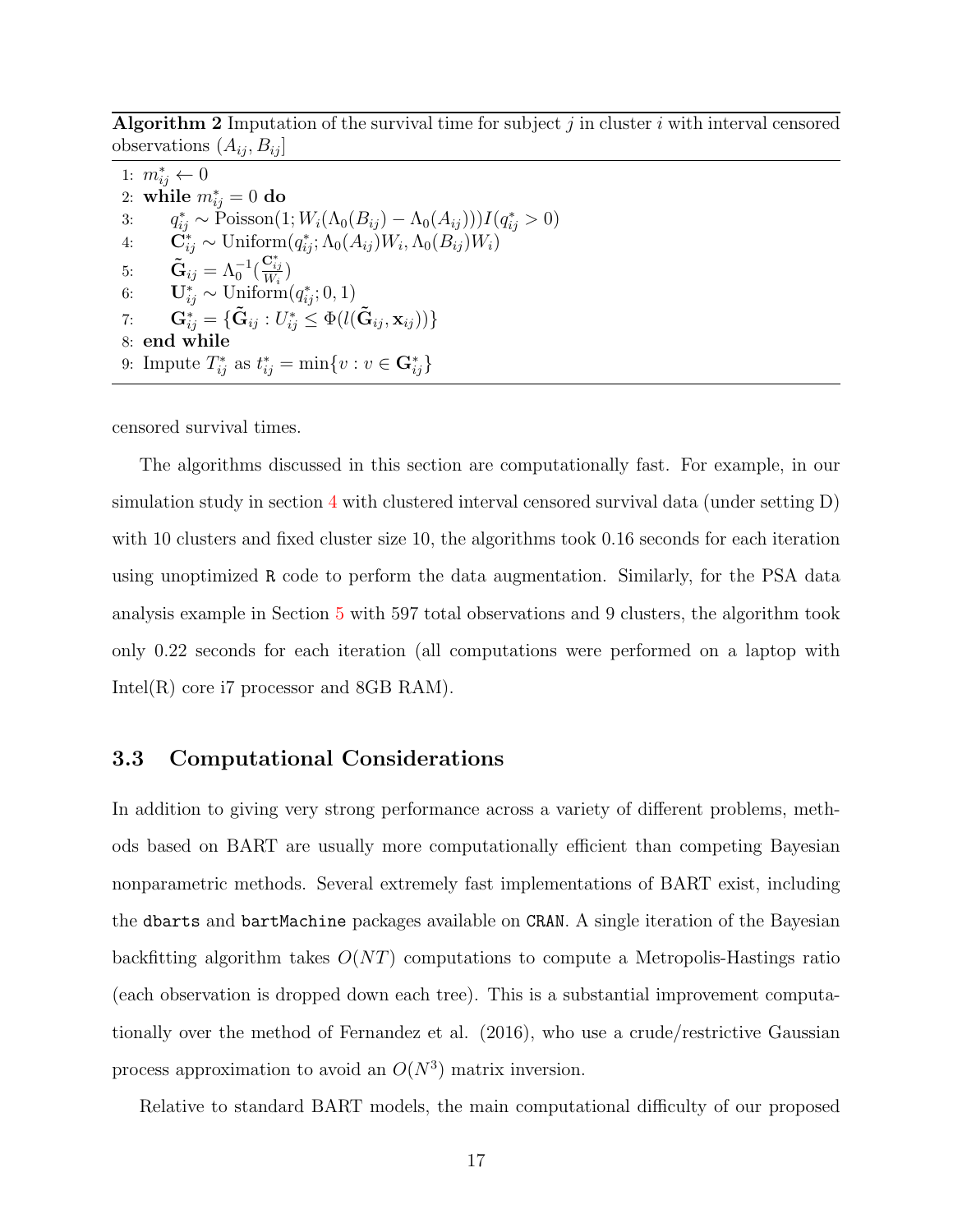**Algorithm 2** Imputation of the survival time for subject $j$ in cluster $i$ with interval censored observations $(A_{ij}, B_{ij}]$

1: $m^*_{ij} \leftarrow 0$
2: **while** $m^*_{ij} = 0$ **do**
3: $\quad q^*_{ij} \sim \text{Poisson}(1; W_i(\Lambda_0(B_{ij}) - \Lambda_0(A_{ij}))) I(q^*_{ij} > 0)$
4: $\quad \mathbf{C}^*_{ij} \sim \text{Uniform}(q^*_{ij}; \Lambda_0(A_{ij})W_i, \Lambda_0(B_{ij})W_i)$
5: $\quad \tilde{\mathbf{G}}_{ij} = \Lambda_0^{-1}(\frac{\mathbf{C}^*_{ij}}{W_i})$
6: $\quad \mathbf{U}^*_{ij} \sim \text{Uniform}(q^*_{ij}; 0, 1)$
7: $\quad \mathbf{G}^*_{ij} = \{\tilde{\mathbf{G}}_{ij} : U^*_{ij} \leq \Phi(l(\tilde{\mathbf{G}}_{ij}, \mathbf{x}_{ij}))\}$
8: **end while**
9: Impute $T^*_{ij}$ as $t^*_{ij} = \min\{v : v \in \mathbf{G}^*_{ij}\}$

censored survival times.

The algorithms discussed in this section are computationally fast. For example, in our simulation study in section 4 with clustered interval censored survival data (under setting D) with 10 clusters and fixed cluster size 10, the algorithms took 0.16 seconds for each iteration using unoptimized `R` code to perform the data augmentation. Similarly, for the PSA data analysis example in Section 5 with 597 total observations and 9 clusters, the algorithm took only 0.22 seconds for each iteration (all computations were performed on a laptop with Intel(R) core i7 processor and 8GB RAM).

## 3.3 Computational Considerations

In addition to giving very strong performance across a variety of different problems, methods based on BART are usually more computationally efficient than competing Bayesian nonparametric methods. Several extremely fast implementations of BART exist, including the `dbarts` and `bartMachine` packages available on `CRAN`. A single iteration of the Bayesian backfitting algorithm takes $O(NT)$ computations to compute a Metropolis-Hastings ratio (each observation is dropped down each tree). This is a substantial improvement computationally over the method of Fernandez et al. (2016), who use a crude/restrictive Gaussian process approximation to avoid an $O(N^3)$ matrix inversion.

Relative to standard BART models, the main computational difficulty of our proposed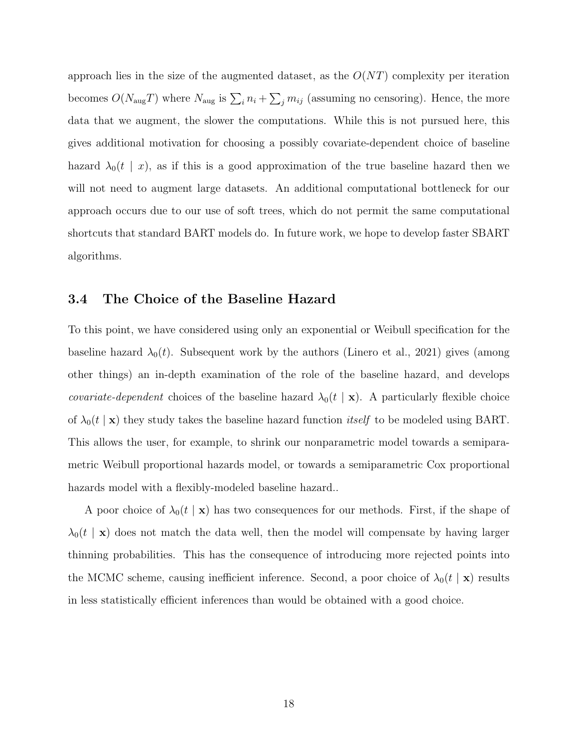approach lies in the size of the augmented dataset, as the $O(NT)$ complexity per iteration becomes $O(N_{\text{aug}}T)$ where $N_{\text{aug}}$ is $\sum_i n_i + \sum_j m_{ij}$ (assuming no censoring). Hence, the more data that we augment, the slower the computations. While this is not pursued here, this gives additional motivation for choosing a possibly covariate-dependent choice of baseline hazard $\lambda_0(t \mid x)$, as if this is a good approximation of the true baseline hazard then we will not need to augment large datasets. An additional computational bottleneck for our approach occurs due to our use of soft trees, which do not permit the same computational shortcuts that standard BART models do. In future work, we hope to develop faster SBART algorithms.

### 3.4 The Choice of the Baseline Hazard

To this point, we have considered using only an exponential or Weibull specification for the baseline hazard $\lambda_0(t)$. Subsequent work by the authors (Linero et al., 2021) gives (among other things) an in-depth examination of the role of the baseline hazard, and develops *covariate-dependent* choices of the baseline hazard $\lambda_0(t \mid \mathbf{x})$. A particularly flexible choice of $\lambda_0(t \mid \mathbf{x})$ they study takes the baseline hazard function *itself* to be modeled using BART. This allows the user, for example, to shrink our nonparametric model towards a semiparametric Weibull proportional hazards model, or towards a semiparametric Cox proportional hazards model with a flexibly-modeled baseline hazard..

A poor choice of $\lambda_0(t \mid \mathbf{x})$ has two consequences for our methods. First, if the shape of $\lambda_0(t \mid \mathbf{x})$ does not match the data well, then the model will compensate by having larger thinning probabilities. This has the consequence of introducing more rejected points into the MCMC scheme, causing inefficient inference. Second, a poor choice of $\lambda_0(t \mid \mathbf{x})$ results in less statistically efficient inferences than would be obtained with a good choice.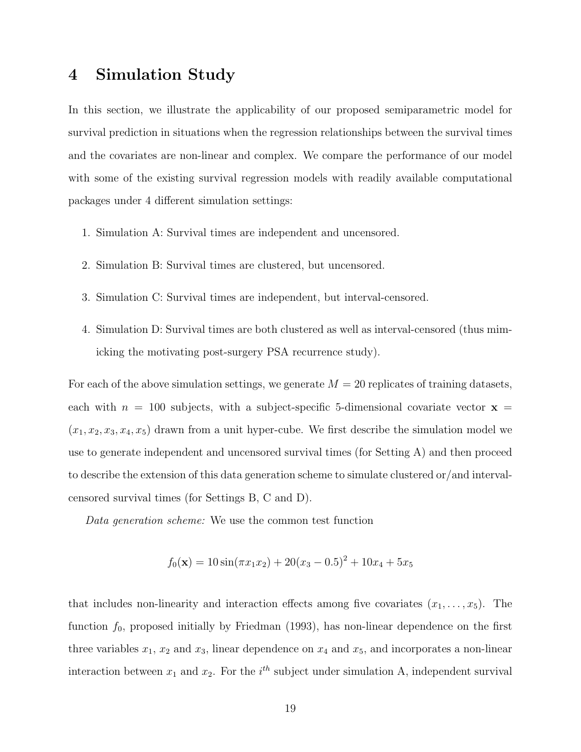# 4 Simulation Study

In this section, we illustrate the applicability of our proposed semiparametric model for survival prediction in situations when the regression relationships between the survival times and the covariates are non-linear and complex. We compare the performance of our model with some of the existing survival regression models with readily available computational packages under 4 different simulation settings:

1. Simulation A: Survival times are independent and uncensored.
2. Simulation B: Survival times are clustered, but uncensored.
3. Simulation C: Survival times are independent, but interval-censored.
4. Simulation D: Survival times are both clustered as well as interval-censored (thus mimicking the motivating post-surgery PSA recurrence study).

For each of the above simulation settings, we generate $M = 20$ replicates of training datasets, each with $n = 100$ subjects, with a subject-specific 5-dimensional covariate vector $\mathbf{x} = (x_1, x_2, x_3, x_4, x_5)$ drawn from a unit hyper-cube. We first describe the simulation model we use to generate independent and uncensored survival times (for Setting A) and then proceed to describe the extension of this data generation scheme to simulate clustered or/and interval-censored survival times (for Settings B, C and D).

*Data generation scheme:* We use the common test function

$$f_0(\mathbf{x}) = 10\sin(\pi x_1 x_2) + 20(x_3 - 0.5)^2 + 10x_4 + 5x_5$$

that includes non-linearity and interaction effects among five covariates $(x_1, \ldots, x_5)$. The function $f_0$, proposed initially by Friedman (1993), has non-linear dependence on the first three variables $x_1$, $x_2$ and $x_3$, linear dependence on $x_4$ and $x_5$, and incorporates a non-linear interaction between $x_1$ and $x_2$. For the $i^{th}$ subject under simulation A, independent survival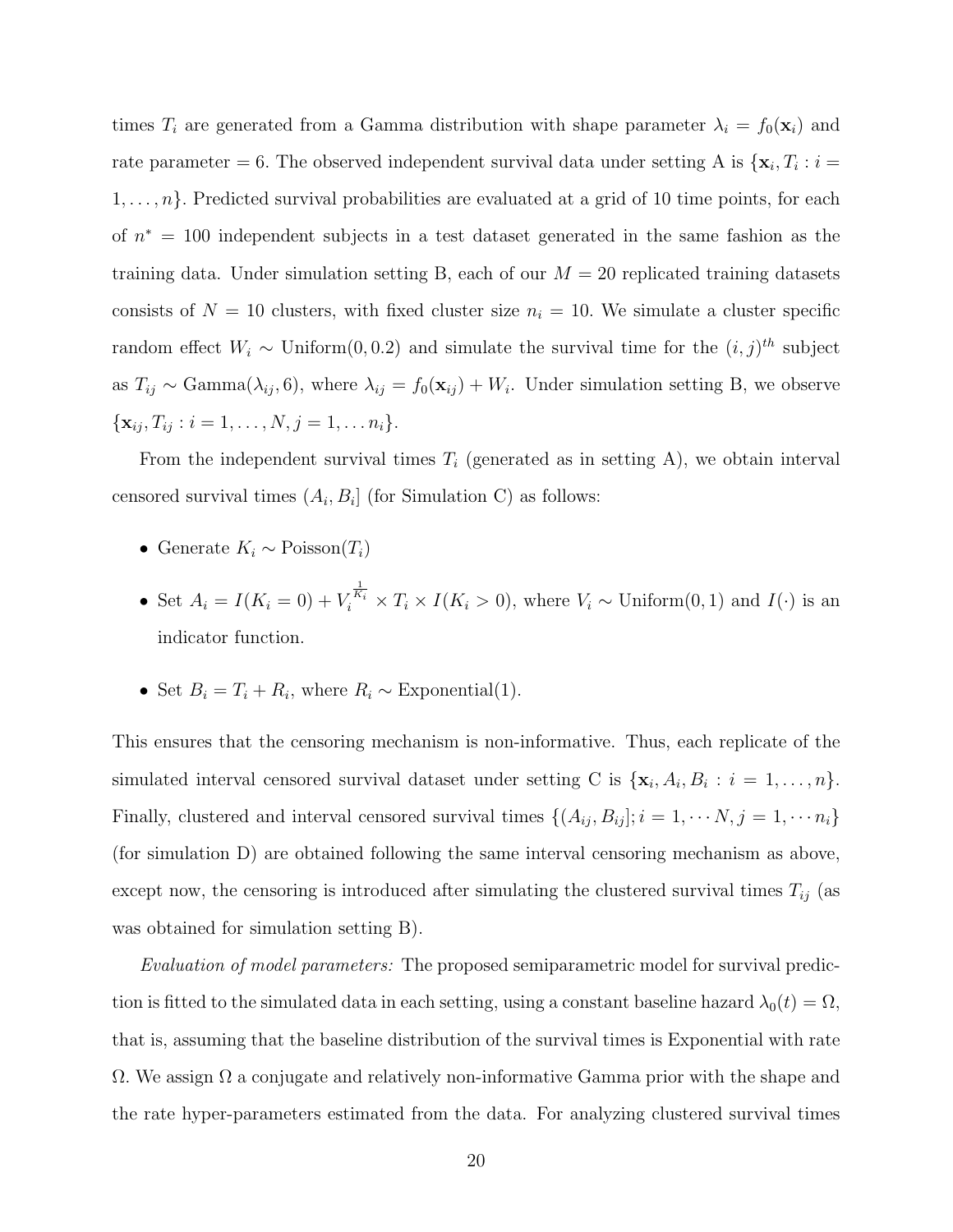times $T_i$ are generated from a Gamma distribution with shape parameter $\lambda_i = f_0(\mathbf{x}_i)$ and rate parameter $= 6$. The observed independent survival data under setting A is $\{\mathbf{x}_i, T_i : i = 1, \ldots, n\}$. Predicted survival probabilities are evaluated at a grid of 10 time points, for each of $n^* = 100$ independent subjects in a test dataset generated in the same fashion as the training data. Under simulation setting B, each of our $M = 20$ replicated training datasets consists of $N = 10$ clusters, with fixed cluster size $n_i = 10$. We simulate a cluster specific random effect $W_i \sim \text{Uniform}(0, 0.2)$ and simulate the survival time for the $(i, j)^{th}$ subject as $T_{ij} \sim \text{Gamma}(\lambda_{ij}, 6)$, where $\lambda_{ij} = f_0(\mathbf{x}_{ij}) + W_i$. Under simulation setting B, we observe $\{\mathbf{x}_{ij}, T_{ij} : i = 1, \ldots, N, j = 1, \ldots n_i\}$.

From the independent survival times $T_i$ (generated as in setting A), we obtain interval censored survival times $(A_i, B_i]$ (for Simulation C) as follows:

- Generate $K_i \sim \text{Poisson}(T_i)$
- Set $A_i = I(K_i = 0) + V_i^{\frac{1}{K_i}} \times T_i \times I(K_i > 0)$, where $V_i \sim \text{Uniform}(0, 1)$ and $I(\cdot)$ is an indicator function.
- Set $B_i = T_i + R_i$, where $R_i \sim \text{Exponential}(1)$.

This ensures that the censoring mechanism is non-informative. Thus, each replicate of the simulated interval censored survival dataset under setting C is $\{\mathbf{x}_i, A_i, B_i : i = 1, \ldots, n\}$. Finally, clustered and interval censored survival times $\{(A_{ij}, B_{ij}]; i = 1, \cdots N, j = 1, \cdots n_i\}$ (for simulation D) are obtained following the same interval censoring mechanism as above, except now, the censoring is introduced after simulating the clustered survival times $T_{ij}$ (as was obtained for simulation setting B).

*Evaluation of model parameters:* The proposed semiparametric model for survival prediction is fitted to the simulated data in each setting, using a constant baseline hazard $\lambda_0(t) = \Omega$, that is, assuming that the baseline distribution of the survival times is Exponential with rate $\Omega$. We assign $\Omega$ a conjugate and relatively non-informative Gamma prior with the shape and the rate hyper-parameters estimated from the data. For analyzing clustered survival times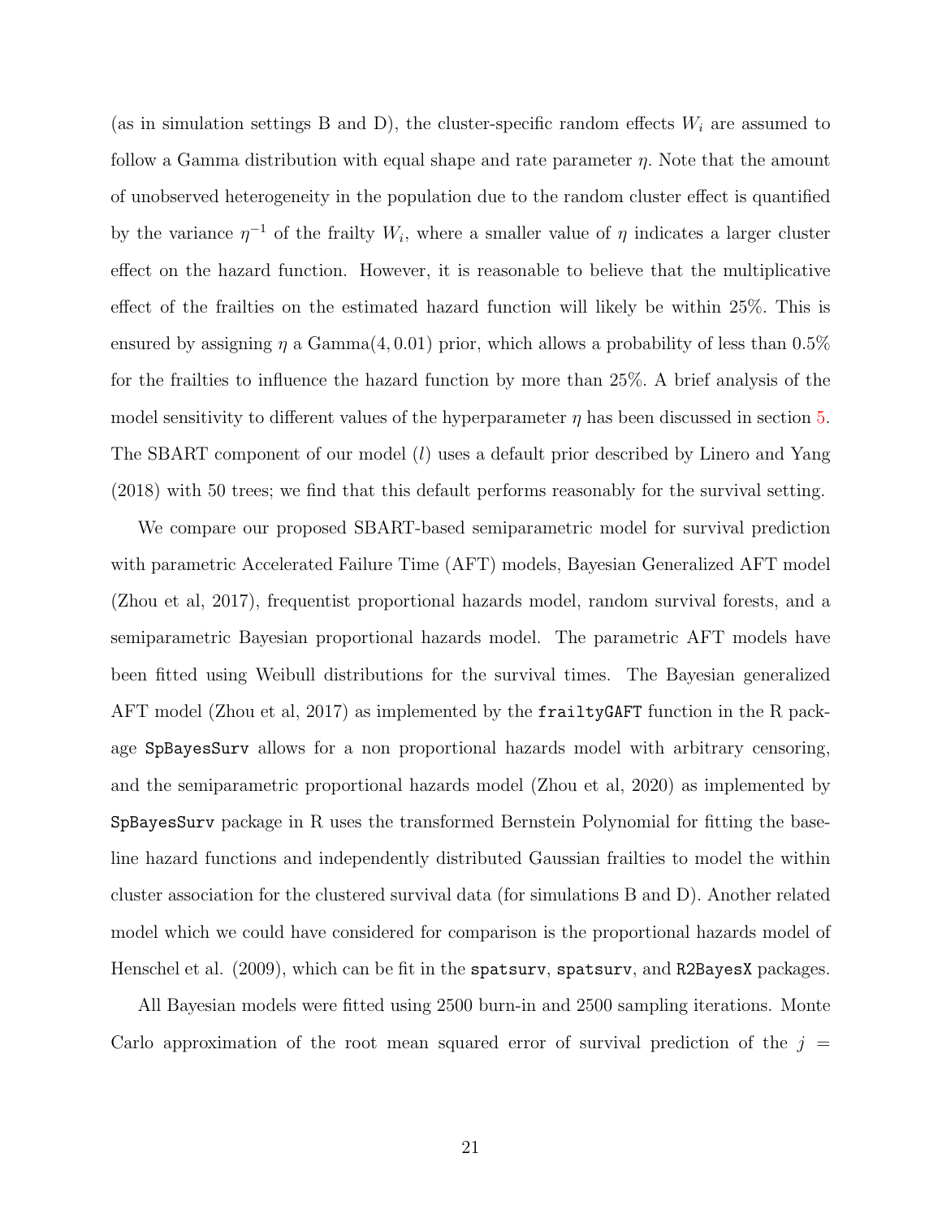(as in simulation settings B and D), the cluster-specific random effects $W_i$ are assumed to follow a Gamma distribution with equal shape and rate parameter $\eta$. Note that the amount of unobserved heterogeneity in the population due to the random cluster effect is quantified by the variance $\eta^{-1}$ of the frailty $W_i$, where a smaller value of $\eta$ indicates a larger cluster effect on the hazard function. However, it is reasonable to believe that the multiplicative effect of the frailties on the estimated hazard function will likely be within 25%. This is ensured by assigning $\eta$ a $\text{Gamma}(4, 0.01)$ prior, which allows a probability of less than 0.5% for the frailties to influence the hazard function by more than 25%. A brief analysis of the model sensitivity to different values of the hyperparameter $\eta$ has been discussed in section 5. The SBART component of our model ($l$) uses a default prior described by Linero and Yang (2018) with 50 trees; we find that this default performs reasonably for the survival setting.

We compare our proposed SBART-based semiparametric model for survival prediction with parametric Accelerated Failure Time (AFT) models, Bayesian Generalized AFT model (Zhou et al, 2017), frequentist proportional hazards model, random survival forests, and a semiparametric Bayesian proportional hazards model. The parametric AFT models have been fitted using Weibull distributions for the survival times. The Bayesian generalized AFT model (Zhou et al, 2017) as implemented by the `frailtyGAFT` function in the R package `SpBayesSurv` allows for a non proportional hazards model with arbitrary censoring, and the semiparametric proportional hazards model (Zhou et al, 2020) as implemented by `SpBayesSurv` package in R uses the transformed Bernstein Polynomial for fitting the baseline hazard functions and independently distributed Gaussian frailties to model the within cluster association for the clustered survival data (for simulations B and D). Another related model which we could have considered for comparison is the proportional hazards model of Henschel et al. (2009), which can be fit in the `spatsurv`, `spatsurv`, and `R2BayesX` packages.

All Bayesian models were fitted using 2500 burn-in and 2500 sampling iterations. Monte Carlo approximation of the root mean squared error of survival prediction of the $j =$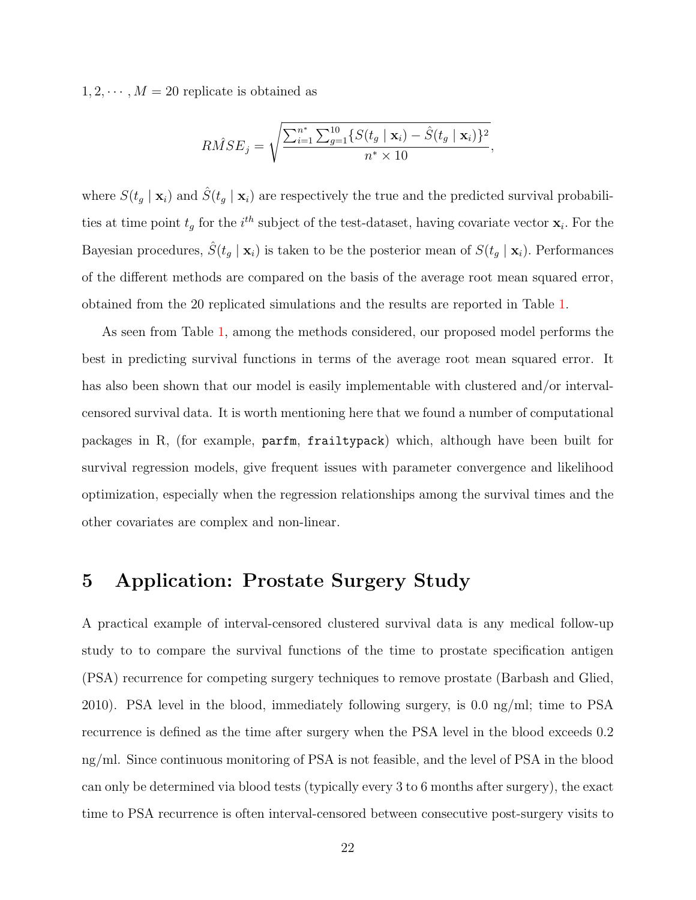$1, 2, \cdots, M = 20$ replicate is obtained as

$$R\hat{M}SE_j = \sqrt{\frac{\sum_{i=1}^{n^*} \sum_{g=1}^{10} \{S(t_g \mid \mathbf{x}_i) - \hat{S}(t_g \mid \mathbf{x}_i)\}^2}{n^* \times 10}},$$

where $S(t_g \mid \mathbf{x}_i)$ and $\hat{S}(t_g \mid \mathbf{x}_i)$ are respectively the true and the predicted survival probabilities at time point $t_g$ for the $i^{th}$ subject of the test-dataset, having covariate vector $\mathbf{x}_i$. For the Bayesian procedures, $\hat{S}(t_g \mid \mathbf{x}_i)$ is taken to be the posterior mean of $S(t_g \mid \mathbf{x}_i)$. Performances of the different methods are compared on the basis of the average root mean squared error, obtained from the 20 replicated simulations and the results are reported in Table 1.

As seen from Table 1, among the methods considered, our proposed model performs the best in predicting survival functions in terms of the average root mean squared error. It has also been shown that our model is easily implementable with clustered and/or interval-censored survival data. It is worth mentioning here that we found a number of computational packages in R, (for example, `parfm`, `frailtypack`) which, although have been built for survival regression models, give frequent issues with parameter convergence and likelihood optimization, especially when the regression relationships among the survival times and the other covariates are complex and non-linear.

# 5 Application: Prostate Surgery Study

A practical example of interval-censored clustered survival data is any medical follow-up study to to compare the survival functions of the time to prostate specification antigen (PSA) recurrence for competing surgery techniques to remove prostate (Barbash and Glied, 2010). PSA level in the blood, immediately following surgery, is 0.0 ng/ml; time to PSA recurrence is defined as the time after surgery when the PSA level in the blood exceeds 0.2 ng/ml. Since continuous monitoring of PSA is not feasible, and the level of PSA in the blood can only be determined via blood tests (typically every 3 to 6 months after surgery), the exact time to PSA recurrence is often interval-censored between consecutive post-surgery visits to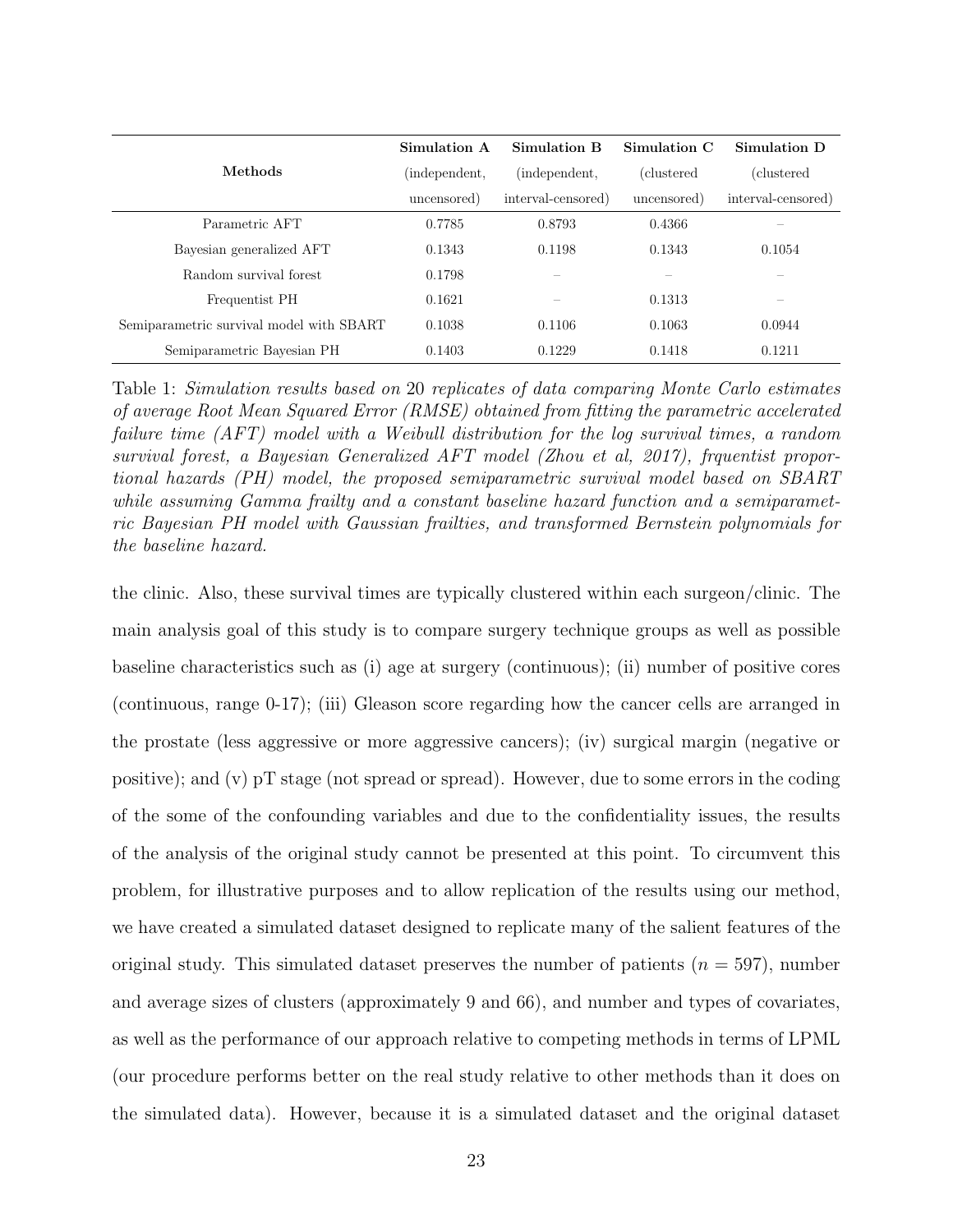| Methods | Simulation A (independent, uncensored) | Simulation B (independent, interval-censored) | Simulation C (clustered uncensored) | Simulation D (clustered interval-censored) |
|---|---|---|---|---|
| Parametric AFT | 0.7785 | 0.8793 | 0.4366 | – |
| Bayesian generalized AFT | 0.1343 | 0.1198 | 0.1343 | 0.1054 |
| Random survival forest | 0.1798 | – | – | – |
| Frequentist PH | 0.1621 | – | 0.1313 | – |
| Semiparametric survival model with SBART | 0.1038 | 0.1106 | 0.1063 | 0.0944 |
| Semiparametric Bayesian PH | 0.1403 | 0.1229 | 0.1418 | 0.1211 |

Table 1: *Simulation results based on* 20 *replicates of data comparing Monte Carlo estimates of average Root Mean Squared Error (RMSE) obtained from fitting the parametric accelerated failure time (AFT) model with a Weibull distribution for the log survival times, a random survival forest, a Bayesian Generalized AFT model (Zhou et al, 2017), frquentist proportional hazards (PH) model, the proposed semiparametric survival model based on SBART while assuming Gamma frailty and a constant baseline hazard function and a semiparametric Bayesian PH model with Gaussian frailties, and transformed Bernstein polynomials for the baseline hazard.*

the clinic. Also, these survival times are typically clustered within each surgeon/clinic. The main analysis goal of this study is to compare surgery technique groups as well as possible baseline characteristics such as (i) age at surgery (continuous); (ii) number of positive cores (continuous, range 0-17); (iii) Gleason score regarding how the cancer cells are arranged in the prostate (less aggressive or more aggressive cancers); (iv) surgical margin (negative or positive); and (v) pT stage (not spread or spread). However, due to some errors in the coding of the some of the confounding variables and due to the confidentiality issues, the results of the analysis of the original study cannot be presented at this point. To circumvent this problem, for illustrative purposes and to allow replication of the results using our method, we have created a simulated dataset designed to replicate many of the salient features of the original study. This simulated dataset preserves the number of patients ($n = 597$), number and average sizes of clusters (approximately 9 and 66), and number and types of covariates, as well as the performance of our approach relative to competing methods in terms of LPML (our procedure performs better on the real study relative to other methods than it does on the simulated data). However, because it is a simulated dataset and the original dataset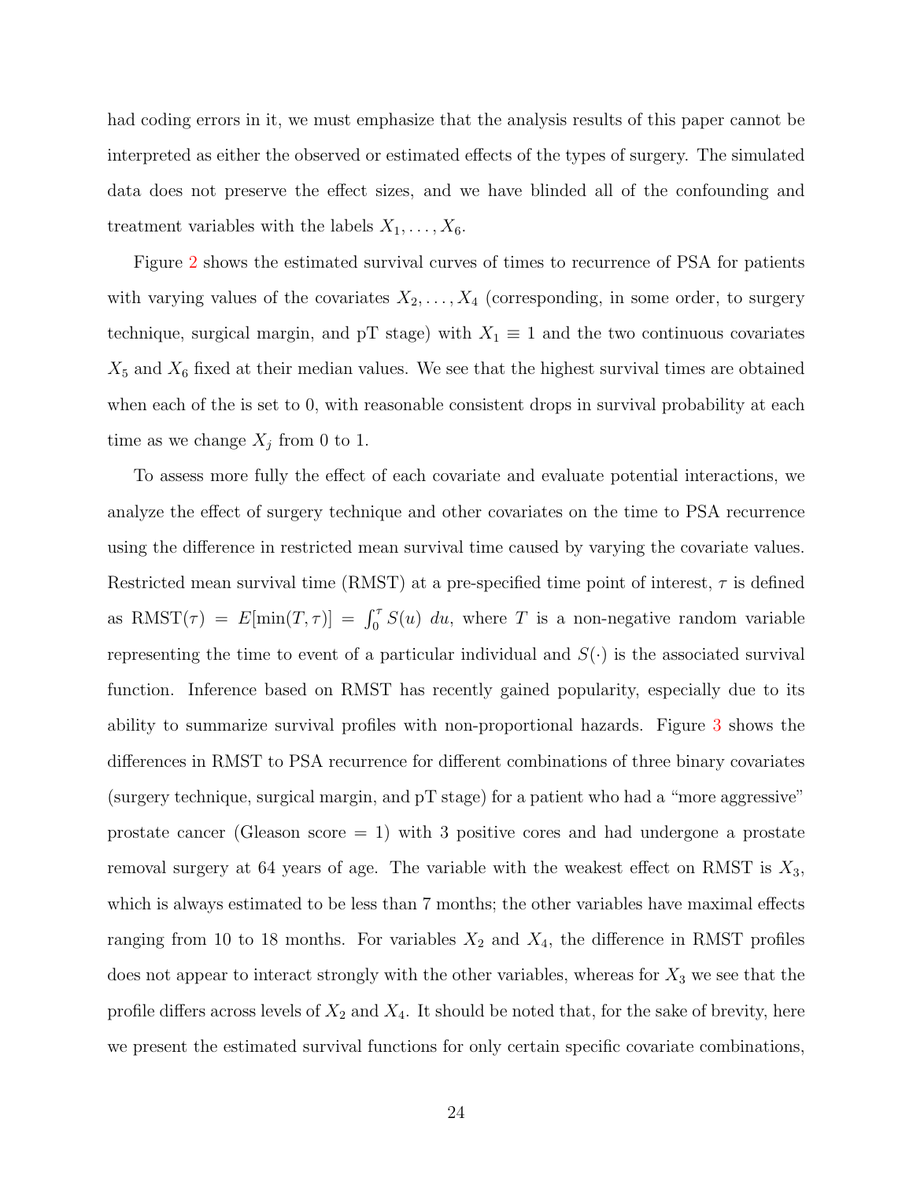had coding errors in it, we must emphasize that the analysis results of this paper cannot be interpreted as either the observed or estimated effects of the types of surgery. The simulated data does not preserve the effect sizes, and we have blinded all of the confounding and treatment variables with the labels $X_1, \ldots, X_6$.

Figure 2 shows the estimated survival curves of times to recurrence of PSA for patients with varying values of the covariates $X_2, \ldots, X_4$ (corresponding, in some order, to surgery technique, surgical margin, and pT stage) with $X_1 \equiv 1$ and the two continuous covariates $X_5$ and $X_6$ fixed at their median values. We see that the highest survival times are obtained when each of the is set to 0, with reasonable consistent drops in survival probability at each time as we change $X_j$ from 0 to 1.

To assess more fully the effect of each covariate and evaluate potential interactions, we analyze the effect of surgery technique and other covariates on the time to PSA recurrence using the difference in restricted mean survival time caused by varying the covariate values. Restricted mean survival time (RMST) at a pre-specified time point of interest, $\tau$ is defined as $\text{RMST}(\tau) = E[\min(T, \tau)] = \int_0^\tau S(u)\ du$, where $T$ is a non-negative random variable representing the time to event of a particular individual and $S(\cdot)$ is the associated survival function. Inference based on RMST has recently gained popularity, especially due to its ability to summarize survival profiles with non-proportional hazards. Figure 3 shows the differences in RMST to PSA recurrence for different combinations of three binary covariates (surgery technique, surgical margin, and pT stage) for a patient who had a "more aggressive" prostate cancer (Gleason score = 1) with 3 positive cores and had undergone a prostate removal surgery at 64 years of age. The variable with the weakest effect on RMST is $X_3$, which is always estimated to be less than 7 months; the other variables have maximal effects ranging from 10 to 18 months. For variables $X_2$ and $X_4$, the difference in RMST profiles does not appear to interact strongly with the other variables, whereas for $X_3$ we see that the profile differs across levels of $X_2$ and $X_4$. It should be noted that, for the sake of brevity, here we present the estimated survival functions for only certain specific covariate combinations,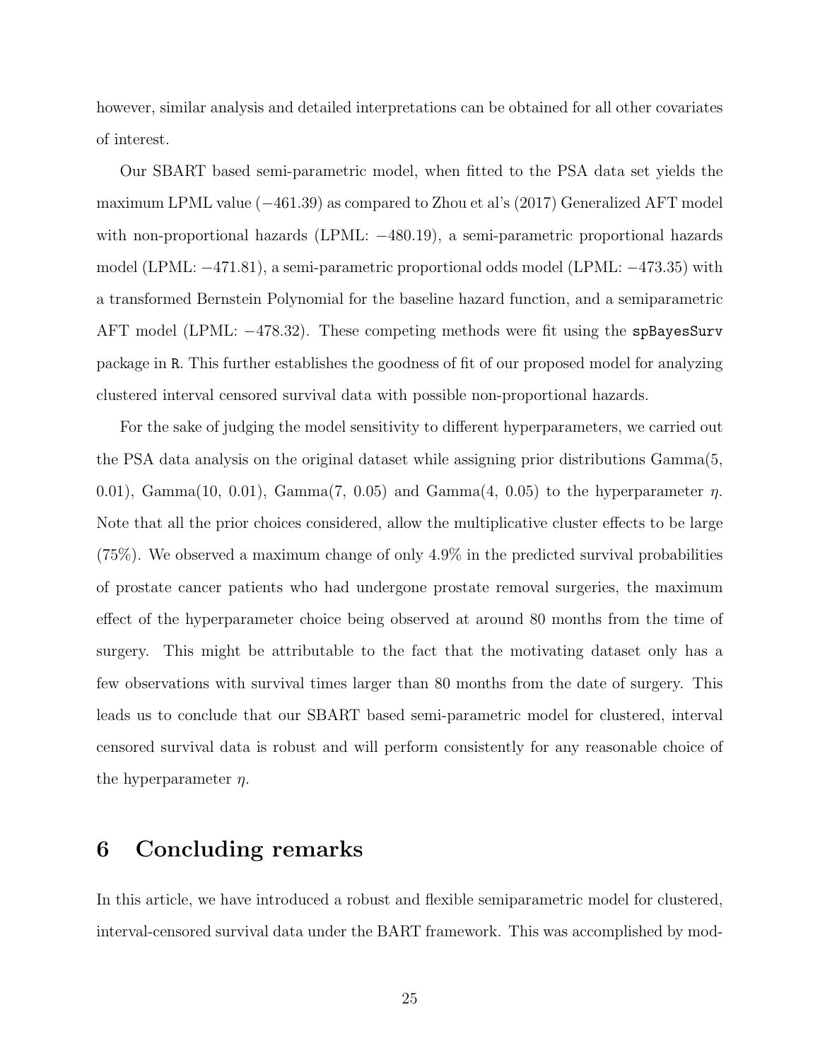however, similar analysis and detailed interpretations can be obtained for all other covariates of interest.

Our SBART based semi-parametric model, when fitted to the PSA data set yields the maximum LPML value ($-461.39$) as compared to Zhou et al's (2017) Generalized AFT model with non-proportional hazards (LPML: $-480.19$), a semi-parametric proportional hazards model (LPML: $-471.81$), a semi-parametric proportional odds model (LPML: $-473.35$) with a transformed Bernstein Polynomial for the baseline hazard function, and a semiparametric AFT model (LPML: $-478.32$). These competing methods were fit using the `spBayesSurv` package in `R`. This further establishes the goodness of fit of our proposed model for analyzing clustered interval censored survival data with possible non-proportional hazards.

For the sake of judging the model sensitivity to different hyperparameters, we carried out the PSA data analysis on the original dataset while assigning prior distributions Gamma(5, 0.01), Gamma(10, 0.01), Gamma(7, 0.05) and Gamma(4, 0.05) to the hyperparameter $\eta$. Note that all the prior choices considered, allow the multiplicative cluster effects to be large (75%). We observed a maximum change of only 4.9% in the predicted survival probabilities of prostate cancer patients who had undergone prostate removal surgeries, the maximum effect of the hyperparameter choice being observed at around 80 months from the time of surgery. This might be attributable to the fact that the motivating dataset only has a few observations with survival times larger than 80 months from the date of surgery. This leads us to conclude that our SBART based semi-parametric model for clustered, interval censored survival data is robust and will perform consistently for any reasonable choice of the hyperparameter $\eta$.

# 6 Concluding remarks

In this article, we have introduced a robust and flexible semiparametric model for clustered, interval-censored survival data under the BART framework. This was accomplished by mod-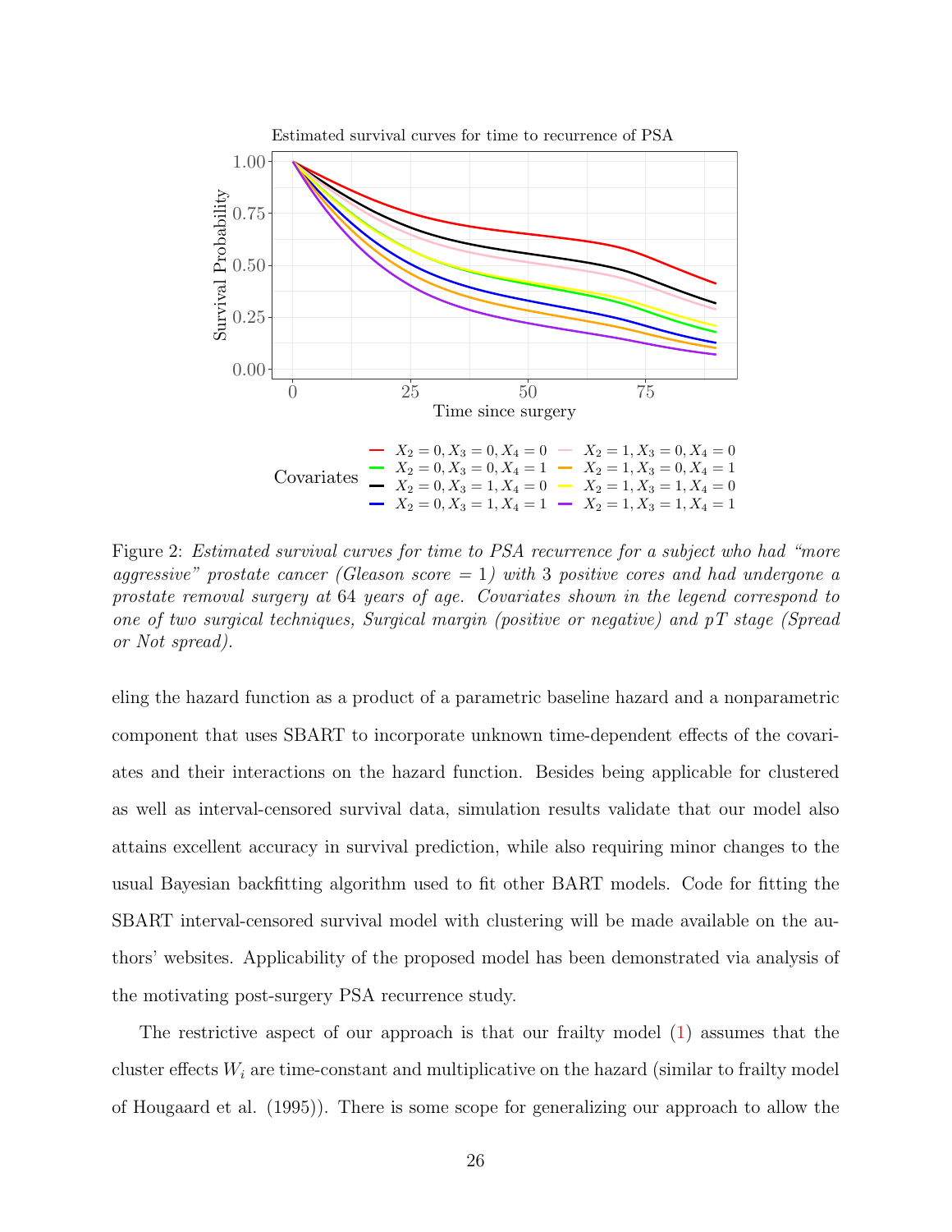Figure 2: *Estimated survival curves for time to PSA recurrence for a subject who had "more aggressive" prostate cancer (Gleason score = 1) with 3 positive cores and had undergone a prostate removal surgery at 64 years of age. Covariates shown in the legend correspond to one of two surgical techniques, Surgical margin (positive or negative) and pT stage (Spread or Not spread).*

eling the hazard function as a product of a parametric baseline hazard and a nonparametric component that uses SBART to incorporate unknown time-dependent effects of the covariates and their interactions on the hazard function. Besides being applicable for clustered as well as interval-censored survival data, simulation results validate that our model also attains excellent accuracy in survival prediction, while also requiring minor changes to the usual Bayesian backfitting algorithm used to fit other BART models. Code for fitting the SBART interval-censored survival model with clustering will be made available on the authors' websites. Applicability of the proposed model has been demonstrated via analysis of the motivating post-surgery PSA recurrence study.

The restrictive aspect of our approach is that our frailty model (1) assumes that the cluster effects $W_i$ are time-constant and multiplicative on the hazard (similar to frailty model of Hougaard et al. (1995)). There is some scope for generalizing our approach to allow the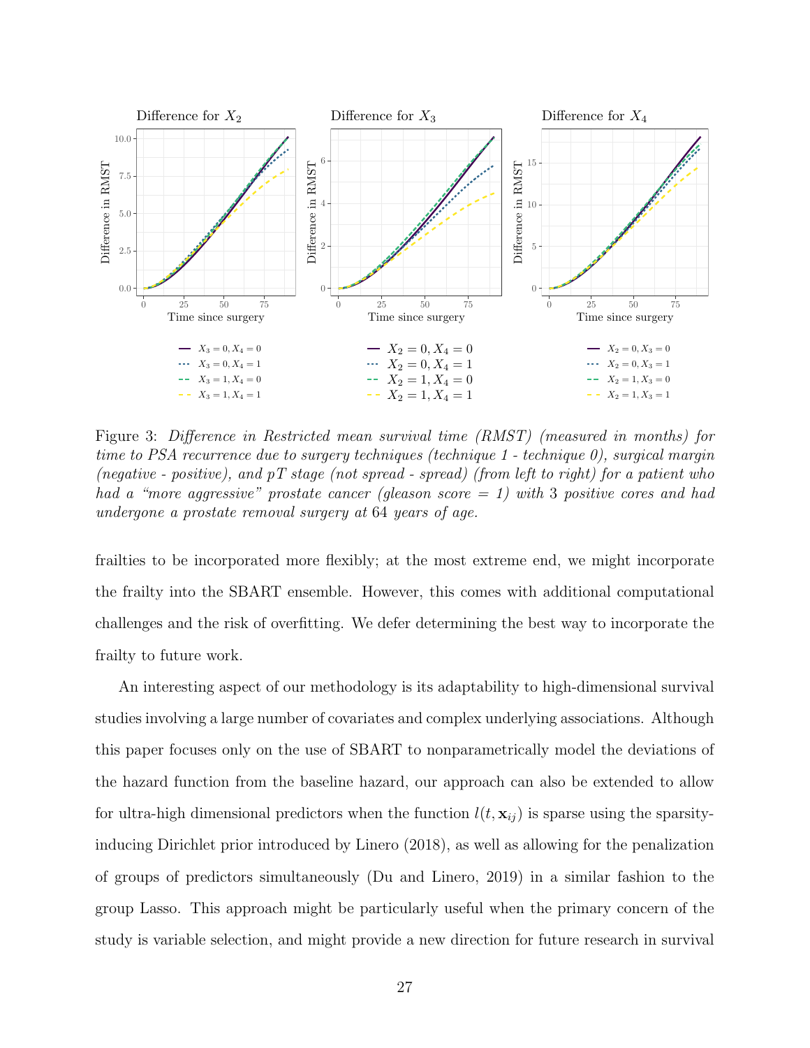Figure 3: *Difference in Restricted mean survival time (RMST) (measured in months) for time to PSA recurrence due to surgery techniques (technique 1 - technique 0), surgical margin (negative - positive), and pT stage (not spread - spread) (from left to right) for a patient who had a "more aggressive" prostate cancer (gleason score = 1) with* 3 *positive cores and had undergone a prostate removal surgery at* 64 *years of age.*

frailties to be incorporated more flexibly; at the most extreme end, we might incorporate the frailty into the SBART ensemble. However, this comes with additional computational challenges and the risk of overfitting. We defer determining the best way to incorporate the frailty to future work.

An interesting aspect of our methodology is its adaptability to high-dimensional survival studies involving a large number of covariates and complex underlying associations. Although this paper focuses only on the use of SBART to nonparametrically model the deviations of the hazard function from the baseline hazard, our approach can also be extended to allow for ultra-high dimensional predictors when the function $l(t, \mathbf{x}_{ij})$ is sparse using the sparsity-inducing Dirichlet prior introduced by Linero (2018), as well as allowing for the penalization of groups of predictors simultaneously (Du and Linero, 2019) in a similar fashion to the group Lasso. This approach might be particularly useful when the primary concern of the study is variable selection, and might provide a new direction for future research in survival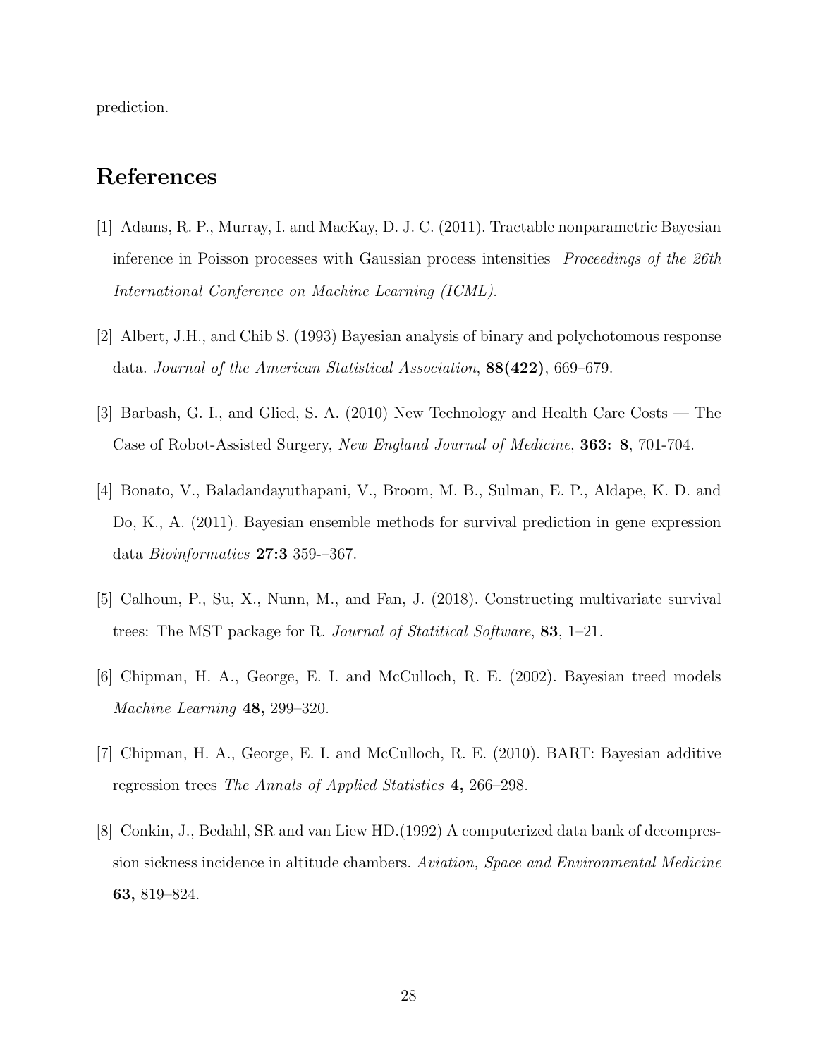prediction.

# References

[1] Adams, R. P., Murray, I. and MacKay, D. J. C. (2011). Tractable nonparametric Bayesian inference in Poisson processes with Gaussian process intensities *Proceedings of the 26th International Conference on Machine Learning (ICML).*

[2] Albert, J.H., and Chib S. (1993) Bayesian analysis of binary and polychotomous response data. *Journal of the American Statistical Association*, **88(422)**, 669–679.

[3] Barbash, G. I., and Glied, S. A. (2010) New Technology and Health Care Costs — The Case of Robot-Assisted Surgery, *New England Journal of Medicine*, **363: 8**, 701-704.

[4] Bonato, V., Baladandayuthapani, V., Broom, M. B., Sulman, E. P., Aldape, K. D. and Do, K., A. (2011). Bayesian ensemble methods for survival prediction in gene expression data *Bioinformatics* **27:3** 359-–367.

[5] Calhoun, P., Su, X., Nunn, M., and Fan, J. (2018). Constructing multivariate survival trees: The MST package for R. *Journal of Statitical Software*, **83**, 1–21.

[6] Chipman, H. A., George, E. I. and McCulloch, R. E. (2002). Bayesian treed models *Machine Learning* **48,** 299–320.

[7] Chipman, H. A., George, E. I. and McCulloch, R. E. (2010). BART: Bayesian additive regression trees *The Annals of Applied Statistics* **4,** 266–298.

[8] Conkin, J., Bedahl, SR and van Liew HD.(1992) A computerized data bank of decompression sickness incidence in altitude chambers. *Aviation, Space and Environmental Medicine* **63,** 819–824.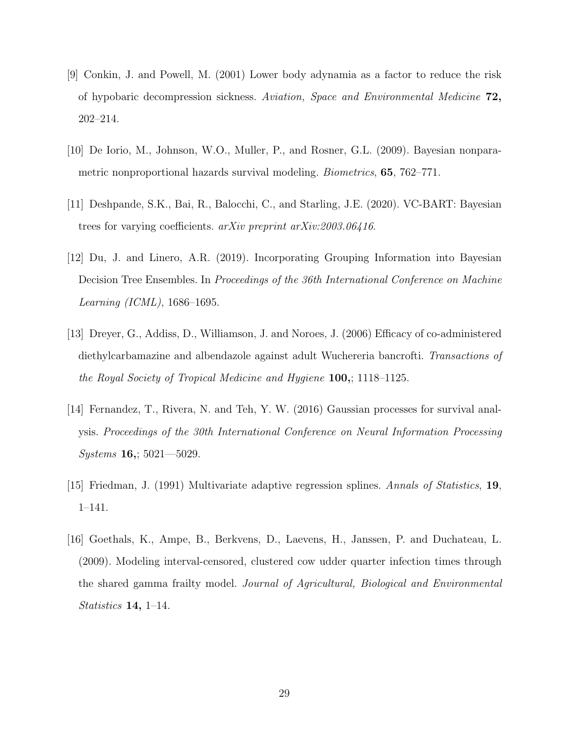[9] Conkin, J. and Powell, M. (2001) Lower body adynamia as a factor to reduce the risk of hypobaric decompression sickness. *Aviation, Space and Environmental Medicine* **72,** 202–214.

[10] De Iorio, M., Johnson, W.O., Muller, P., and Rosner, G.L. (2009). Bayesian nonparametric nonproportional hazards survival modeling. *Biometrics*, **65**, 762–771.

[11] Deshpande, S.K., Bai, R., Balocchi, C., and Starling, J.E. (2020). VC-BART: Bayesian trees for varying coefficients. *arXiv preprint arXiv:2003.06416*.

[12] Du, J. and Linero, A.R. (2019). Incorporating Grouping Information into Bayesian Decision Tree Ensembles. In *Proceedings of the 36th International Conference on Machine Learning (ICML)*, 1686–1695.

[13] Dreyer, G., Addiss, D., Williamson, J. and Noroes, J. (2006) Efficacy of co-administered diethylcarbamazine and albendazole against adult Wuchereria bancrofti. *Transactions of the Royal Society of Tropical Medicine and Hygiene* **100,**; 1118–1125.

[14] Fernandez, T., Rivera, N. and Teh, Y. W. (2016) Gaussian processes for survival analysis. *Proceedings of the 30th International Conference on Neural Information Processing Systems* **16,**; 5021—5029.

[15] Friedman, J. (1991) Multivariate adaptive regression splines. *Annals of Statistics*, **19**, 1–141.

[16] Goethals, K., Ampe, B., Berkvens, D., Laevens, H., Janssen, P. and Duchateau, L. (2009). Modeling interval-censored, clustered cow udder quarter infection times through the shared gamma frailty model. *Journal of Agricultural, Biological and Environmental Statistics* **14,** 1–14.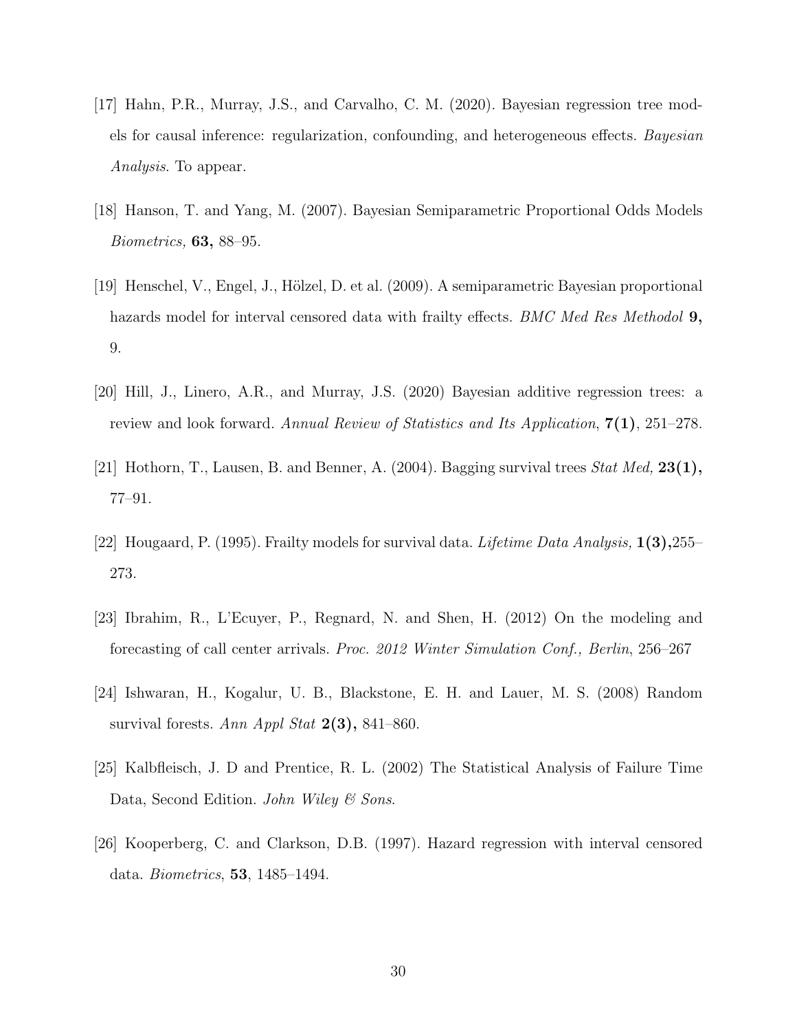[17] Hahn, P.R., Murray, J.S., and Carvalho, C. M. (2020). Bayesian regression tree models for causal inference: regularization, confounding, and heterogeneous effects. *Bayesian Analysis*. To appear.

[18] Hanson, T. and Yang, M. (2007). Bayesian Semiparametric Proportional Odds Models *Biometrics,* **63,** 88–95.

[19] Henschel, V., Engel, J., Hölzel, D. et al. (2009). A semiparametric Bayesian proportional hazards model for interval censored data with frailty effects. *BMC Med Res Methodol* **9,** 9.

[20] Hill, J., Linero, A.R., and Murray, J.S. (2020) Bayesian additive regression trees: a review and look forward. *Annual Review of Statistics and Its Application*, **7(1)**, 251–278.

[21] Hothorn, T., Lausen, B. and Benner, A. (2004). Bagging survival trees *Stat Med,* **23(1),** 77–91.

[22] Hougaard, P. (1995). Frailty models for survival data. *Lifetime Data Analysis,* **1(3),**255–273.

[23] Ibrahim, R., L'Ecuyer, P., Regnard, N. and Shen, H. (2012) On the modeling and forecasting of call center arrivals. *Proc. 2012 Winter Simulation Conf., Berlin*, 256–267

[24] Ishwaran, H., Kogalur, U. B., Blackstone, E. H. and Lauer, M. S. (2008) Random survival forests. *Ann Appl Stat* **2(3),** 841–860.

[25] Kalbfleisch, J. D and Prentice, R. L. (2002) The Statistical Analysis of Failure Time Data, Second Edition. *John Wiley & Sons*.

[26] Kooperberg, C. and Clarkson, D.B. (1997). Hazard regression with interval censored data. *Biometrics*, **53**, 1485–1494.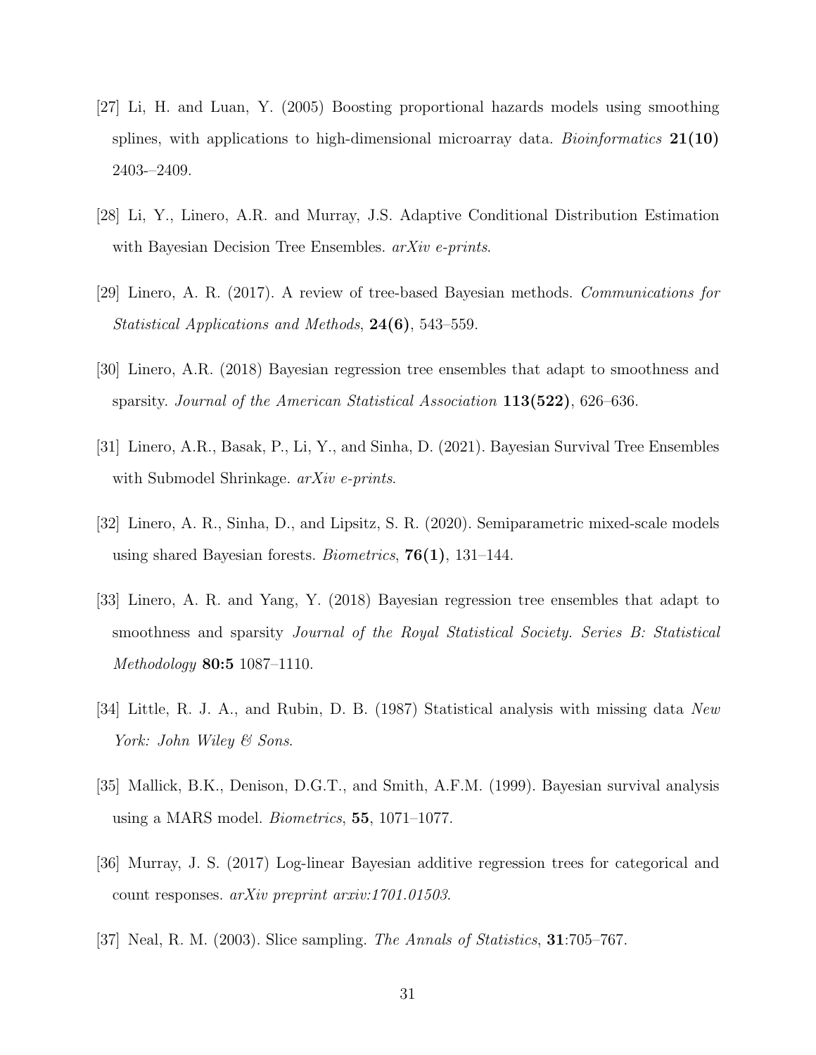[27] Li, H. and Luan, Y. (2005) Boosting proportional hazards models using smoothing splines, with applications to high-dimensional microarray data. *Bioinformatics* **21(10)** 2403-–2409.

[28] Li, Y., Linero, A.R. and Murray, J.S. Adaptive Conditional Distribution Estimation with Bayesian Decision Tree Ensembles. *arXiv e-prints*.

[29] Linero, A. R. (2017). A review of tree-based Bayesian methods. *Communications for Statistical Applications and Methods*, **24(6)**, 543–559.

[30] Linero, A.R. (2018) Bayesian regression tree ensembles that adapt to smoothness and sparsity. *Journal of the American Statistical Association* **113(522)**, 626–636.

[31] Linero, A.R., Basak, P., Li, Y., and Sinha, D. (2021). Bayesian Survival Tree Ensembles with Submodel Shrinkage. *arXiv e-prints*.

[32] Linero, A. R., Sinha, D., and Lipsitz, S. R. (2020). Semiparametric mixed-scale models using shared Bayesian forests. *Biometrics*, **76(1)**, 131–144.

[33] Linero, A. R. and Yang, Y. (2018) Bayesian regression tree ensembles that adapt to smoothness and sparsity *Journal of the Royal Statistical Society. Series B: Statistical Methodology* **80:5** 1087–1110.

[34] Little, R. J. A., and Rubin, D. B. (1987) Statistical analysis with missing data *New York: John Wiley & Sons*.

[35] Mallick, B.K., Denison, D.G.T., and Smith, A.F.M. (1999). Bayesian survival analysis using a MARS model. *Biometrics*, **55**, 1071–1077.

[36] Murray, J. S. (2017) Log-linear Bayesian additive regression trees for categorical and count responses. *arXiv preprint arxiv:1701.01503*.

[37] Neal, R. M. (2003). Slice sampling. *The Annals of Statistics*, **31**:705–767.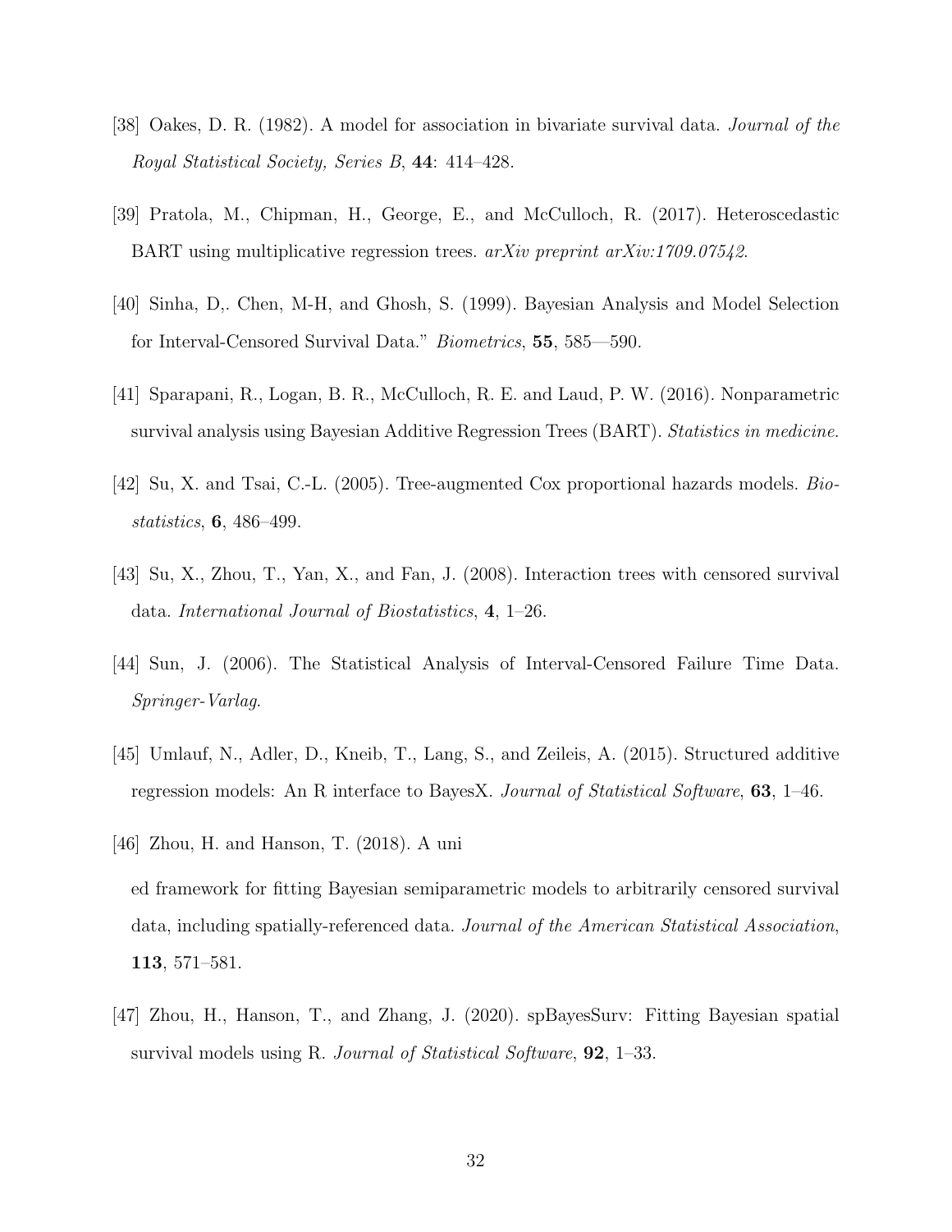[38] Oakes, D. R. (1982). A model for association in bivariate survival data. *Journal of the Royal Statistical Society, Series B*, **44**: 414–428.

[39] Pratola, M., Chipman, H., George, E., and McCulloch, R. (2017). Heteroscedastic BART using multiplicative regression trees. *arXiv preprint arXiv:1709.07542*.

[40] Sinha, D,. Chen, M-H, and Ghosh, S. (1999). Bayesian Analysis and Model Selection for Interval-Censored Survival Data." *Biometrics*, **55**, 585—590.

[41] Sparapani, R., Logan, B. R., McCulloch, R. E. and Laud, P. W. (2016). Nonparametric survival analysis using Bayesian Additive Regression Trees (BART). *Statistics in medicine*.

[42] Su, X. and Tsai, C.-L. (2005). Tree-augmented Cox proportional hazards models. *Biostatistics*, **6**, 486–499.

[43] Su, X., Zhou, T., Yan, X., and Fan, J. (2008). Interaction trees with censored survival data. *International Journal of Biostatistics*, **4**, 1–26.

[44] Sun, J. (2006). The Statistical Analysis of Interval-Censored Failure Time Data. *Springer-Varlag*.

[45] Umlauf, N., Adler, D., Kneib, T., Lang, S., and Zeileis, A. (2015). Structured additive regression models: An R interface to BayesX. *Journal of Statistical Software*, **63**, 1–46.

[46] Zhou, H. and Hanson, T. (2018). A uni

ed framework for fitting Bayesian semiparametric models to arbitrarily censored survival data, including spatially-referenced data. *Journal of the American Statistical Association*, **113**, 571–581.

[47] Zhou, H., Hanson, T., and Zhang, J. (2020). spBayesSurv: Fitting Bayesian spatial survival models using R. *Journal of Statistical Software*, **92**, 1–33.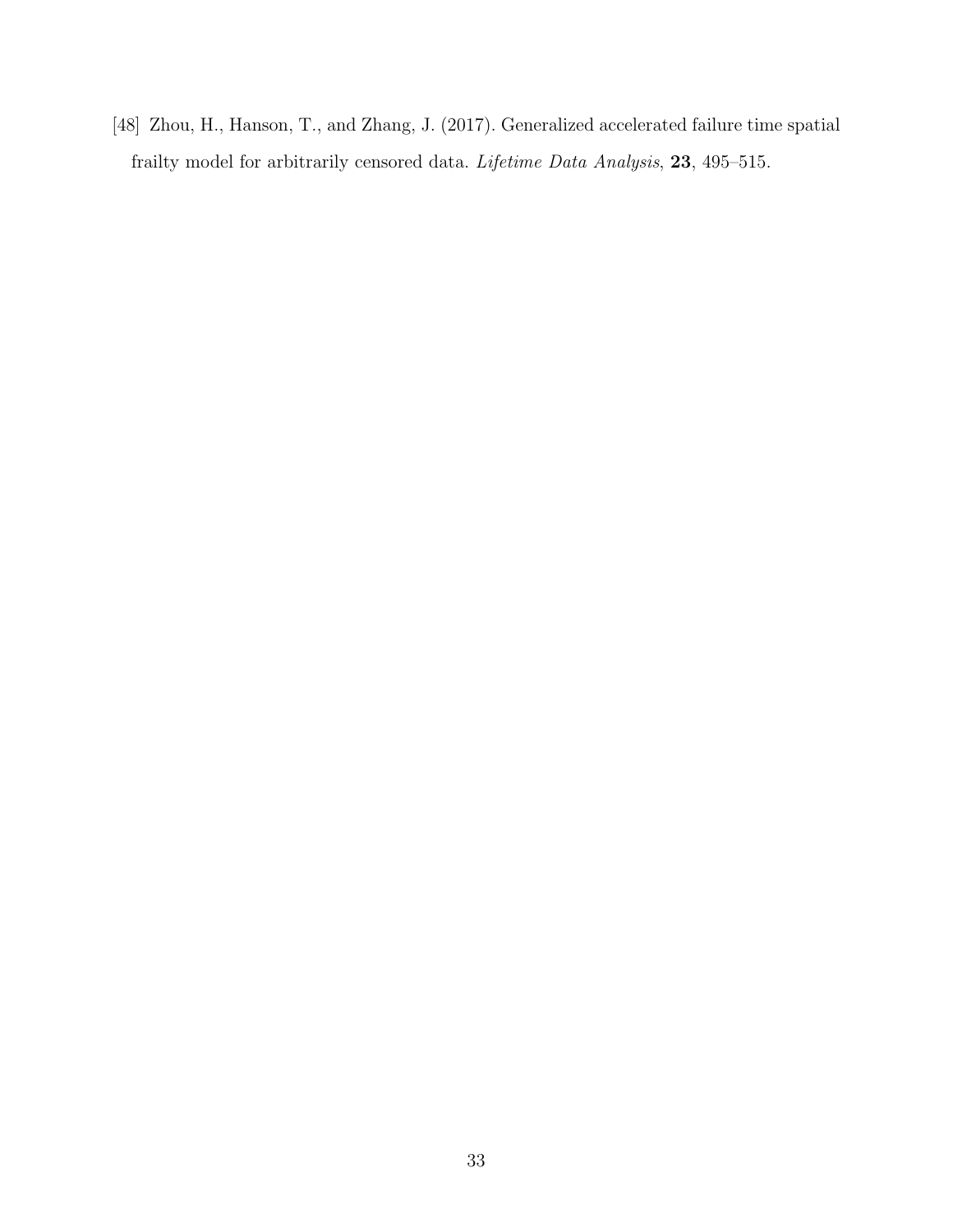[48] Zhou, H., Hanson, T., and Zhang, J. (2017). Generalized accelerated failure time spatial frailty model for arbitrarily censored data. *Lifetime Data Analysis*, **23**, 495–515.